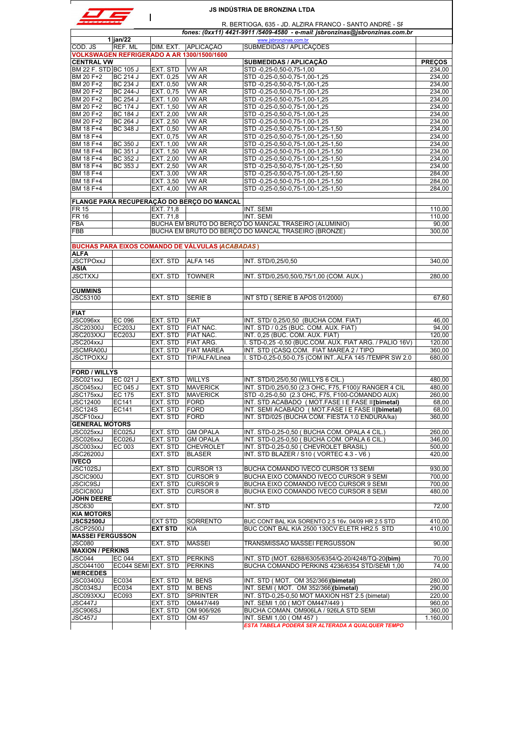# JS INDÚSTRIA DE BRONZINA LTDA

R. BERTIOGA, 635 - JD. ALZIRA FRANCO - SANTO ANDRÉ - SP

*fones: (0xx11) 4421-9911 /5409-4580 - e-mail: jsbronzinas@jsbronzinas.com.br*

www.jsbronzinas.com.br

| 1 | jan/22 | | | | |
|---|---|---|---|---|---|
| COD. JS | REF. ML | DIM. EXT. | APLICAÇÃO | SUBMEDIDAS / APLICAÇÕES | |
| **VOLKSWAGEN REFRIGERADO A AR 1300/1500/1600** | | | | | |
| **CENTRAL VW** | | | | **SUBMEDIDAS / APLICAÇÃO** | **PREÇOS** |
| BM 22 F. STD | BC 105 J | EXT. STD | VW AR | STD -0,25-0,50-0,75-1,00 | 234,00 |
| BM 20 F+2 | BC 214 J | EXT. 0,25 | VW AR | STD -0,25-0,50-0,75-1,00-1,25 | 234,00 |
| BM 20 F+2 | BC 234 J | EXT. 0,50 | VW AR | STD -0,25-0,50-0,75-1,00-1,25 | 234,00 |
| BM 20 F+2 | BC 244-J | EXT. 0,75 | VW AR | STD -0,25-0,50-0,75-1,00-1,25 | 234,00 |
| BM 20 F+2 | BC 254 J | EXT. 1,00 | VW AR | STD -0,25-0,50-0,75-1,00-1,25 | 234,00 |
| BM 20 F+2 | BC 174 J | EXT. 1,50 | VW AR | STD -0,25-0,50-0,75-1,00-1,25 | 234,00 |
| BM 20 F+2 | BC 184 J | EXT. 2,00 | VW AR | STD -0,25-0,50-0,75-1,00-1,25 | 234,00 |
| BM 20 F+2 | BC 264 J | EXT. 2,50 | VW AR | STD -0,25-0,50-0,75-1,00-1,25 | 234,00 |
| BM 18 F+4 | BC 348 J | EXT. 0,50 | VW AR | STD -0,25-0,50-0,75-1,00-1,25-1,50 | 234,00 |
| BM 18 F+4 | | EXT. 0,75 | VW AR | STD -0,25-0,50-0,75-1,00-1,25-1,50 | 234,00 |
| BM 18 F+4 | BC 350 J | EXT. 1,00 | VW AR | STD -0,25-0,50-0,75-1,00-1,25-1,50 | 234,00 |
| BM 18 F+4 | BC 351 J | EXT. 1,50 | VW AR | STD -0,25-0,50-0,75-1,00-1,25-1,50 | 234,00 |
| BM 18 F+4 | BC 352 J | EXT. 2,00 | VW AR | STD -0,25-0,50-0,75-1,00-1,25-1,50 | 234,00 |
| BM 18 F+4 | BC 353 J | EXT. 2,50 | VW AR | STD -0,25-0,50-0,75-1,00-1,25-1,50 | 234,00 |
| BM 18 F+4 | | EXT. 3,00 | VW AR | STD -0,25-0,50-0,75-1,00-1,25-1,50 | 284,00 |
| BM 18 F+4 | | EXT. 3,50 | VW AR | STD -0,25-0,50-0,75-1,00-1,25-1,50 | 284,00 |
| BM 18 F+4 | | EXT. 4,00 | VW AR | STD -0,25-0,50-0,75-1,00-1,25-1,50 | 284,00 |
| | | | | | |
| **FLANGE PARA RECUPERAÇÃO DO BERÇO DO MANCAL** | | | | | |
| FR 15 | | EXT. 71,8 | | INT. SEMI | 110,00 |
| FR 16 | | EXT. 71,8 | | INT. SEMI | 110,00 |
| FBA | | BUCHA EM BRUTO DO BERÇO DO MANCAL TRASEIRO (ALUMINIO) | | | 90,00 |
| FBB | | BUCHA EM BRUTO DO BERÇO DO MANCAL TRASEIRO (BRONZE) | | | 300,00 |
| | | | | | |
| **BUCHAS PARA EIXOS COMANDO DE VÁLVULAS (*ACABADAS*)** | | | | | |
| **ALFA** | | | | | |
| JSCTPOxxJ | | EXT. STD | ALFA 145 | INT. STD/0,25/0,50 | 340,00 |
| **ASIA** | | | | | |
| JSCTXXJ | | EXT. STD | TOWNER | INT. STD/0,25/0,50/0,75/1,00 (COM. AUX.) | 280,00 |
| | | | | | |
| **CUMMINS** | | | | | |
| JSC53100 | | EXT. STD | SERIE B | INT STD ( SERIE B APOS 01/2000) | 67,60 |
| | | | | | |
| **FIAT** | | | | | |
| JSC096xx | EC 096 | EXT. STD | FIAT | INT. STD/ 0,25/0,50 (BUCHA COM. FIAT) | 46,00 |
| JSC20300J | EC203J | EXT. STD | FIAT NAC. | INT. STD / 0,25 (BUC. COM. AUX. FIAT) | 94,00 |
| JSC203XXJ | EC203J | EXT. STD | FIAT NAC. | INT. 0,25 (BUC. COM. AUX. FIAT) | 120,00 |
| JSC204xxJ | | EXT. STD | FIAT ARG. | I. STD-0,25 -0,50 (BUC.COM. AUX. FIAT ARG. / PALIO 16V) | 120,00 |
| JSCMRA00J | | EXT. STD | FIAT MAREA | INT. STD (CASQ.COM. FIAT MAREA 2 / TIPO | 360,00 |
| JSCTPOXXJ | | EXT. STD | TIP/ALFA/Linea | I. STD-0,25-0,50-0,75 (COM INT..ALFA 145 /TEMPR SW 2.0 | 680,00 |
| | | | | | |
| **FORD / WILLYS** | | | | | |
| JSC021xxJ | EC 021 J | EXT. STD | WILLYS | INT. STD/0,25/0,50 (WILLYS 6 CIL.) | 480,00 |
| JSC045xxJ | EC 045 J | EXT. STD | MAVERICK | INT. STD/0,25/0,50 (2.3 OHC, F75, F100)/ RANGER 4 CIL | 480,00 |
| JSC175xxJ | EC 175 | EXT. STD | MAVERICK | STD -0,25-0,50 (2.3 OHC, F75, F100-COMANDO AUX) | 260,00 |
| JSC12400 | EC141 | EXT. STD | FORD | INT. STD ACABADO ( MOT.FASE I E FASE II**(bimetal)** | 68,00 |
| JSC124S | EC141 | EXT. STD | FORD | INT. SEMI ACABADO ( MOT.FASE I E FASE II**(bimetal)** | 68,00 |
| JSCF10xxJ | | EXT. STD | FORD | INT. STD/025 (BUCHA COM. FIESTA 1.0 ENDURA/ka) | 360,00 |
| **GENERAL MOTORS** | | | | | |
| JSC025xxJ | EC025J | EXT. STD | GM OPALA | INT. STD-0,25-0,50 ( BUCHA COM. OPALA 4 CIL.) | 260,00 |
| JSC026xxJ | EC026J | EXT. STD | GM OPALA | INT. STD-0,25-0,50 ( BUCHA COM. OPALA 6 CIL.) | 346,00 |
| JSC003xxJ | EC 003 | EXT. STD | CHEVROLET | INT. STD-0,25-0,50 ( CHEVROLET BRASIL) | 500,00 |
| JSC26200J | | EXT. STD | BLASER | INT. STD BLAZER / S10 ( VORTEC 4.3 - V6 ) | 420,00 |
| **IVECO** | | | | | |
| JSC102SJ | | EXT. STD | CURSOR 13 | BUCHA COMANDO IVECO CURSOR 13 SEMI | 930,00 |
| JSCIC900J | | EXT. STD | CURSOR 9 | BUCHA EIXO COMANDO IVECO CURSOR 9 SEMI | 700,00 |
| JSCIC9SJ | | EXT. STD | CURSOR 9 | BUCHA EIXO COMANDO IVECO CURSOR 9 SEMI | 700,00 |
| JSCIC800J | | EXT. STD | CURSOR 8 | BUCHA EIXO COMANDO IVECO CURSOR 8 SEMI | 480,00 |
| **JOHN DEERE** | | | | | |
| JSC630 | | EXT. STD | | INT. STD | 72,00 |
| **KIA MOTORS** | | | | | |
| **JSCS2500J** | | EXT STD | SORRENTO | BUC CONT BAL KIA SORENTO 2.5 16v. 04/09 HR 2.5 STD | 410,00 |
| JSCP2500J | | **EXT STD** | KIA | BUC CONT BAL KIA 2500 130CV ELETR HR2.5 STD | 410,00 |
| **MASSEI FERGUSSON** | | | | | |
| JSC080 | | EXT. STD | MASSEI | TRANSMISSAO MASSEI FERGUSSON | 90,00 |
| **MAXION / PERKINS** | | | | | |
| JSC044 | EC 044 | EXT. STD | PERKINS | INT. STD (MOT. 6288/6305/6354/Q-20/4248/TQ-20**(bim)** | 70,00 |
| JSC044100 | EC044 SEMI | EXT. STD | PERKINS | BUCHA COMANDO PERKINS 4236/6354 STD/SEMI 1,00 | 74,00 |
| **MERCEDES** | | | | | |
| JSC03400J | EC034 | EXT. STD | M. BENS | INT. STD ( MOT. OM 352/366)**(bimetal)** | 280,00 |
| JSC034SJ | EC034 | EXT. STD | M. BENS | INT. SEMI ( MOT. OM 352/366)**(bimetal)** | 290,00 |
| JSC093XXJ | EC093 | EXT. STD | SPRINTER | INT. STD-0,25-0,50 MOT MAXION HST 2.5 (bimetal) | 220,00 |
| JSC447J | | EXT. STD | OM447/449 | INT. SEMI 1,00 ( MOT OM447/449 ) | 960,00 |
| JSC906SJ | | EXT. STD | OM 906/926 | BUCHA COMAN. OM906LA / 926LA STD SEMI | 360,00 |
| JSC457J | | EXT. STD | OM 457 | INT. SEMI 1,00 ( OM 457 ) | 1.160,00 |
| | | | | *ESTA TABELA PODERÁ SER ALTERADA A QUALQUER TEMPO* | |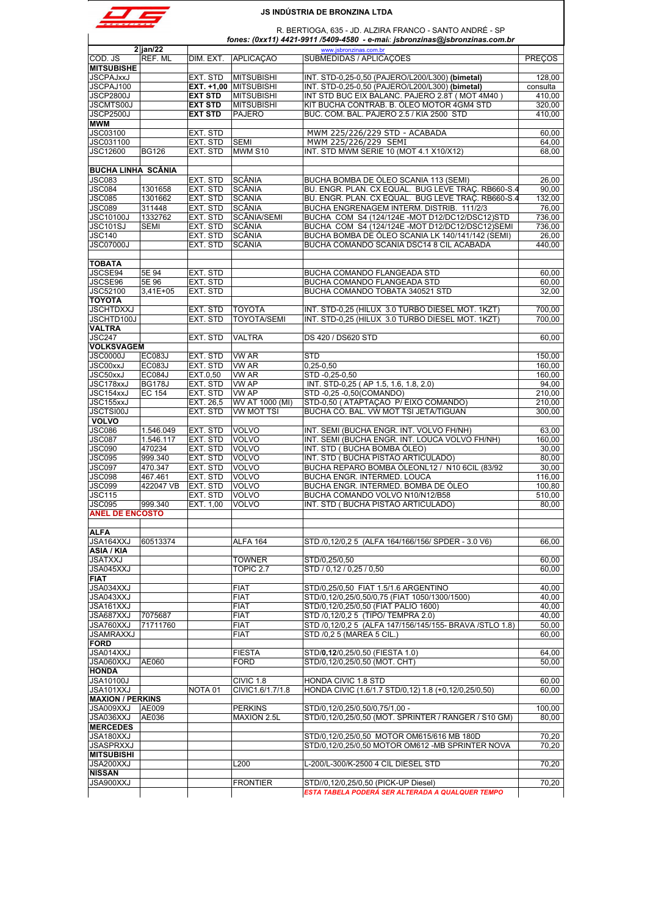# JS INDÚSTRIA DE BRONZINA LTDA

R. BERTIOGA, 635 - JD. ALZIRA FRANCO - SANTO ANDRÉ - SP

*fones: (0xx11) 4421-9911 /5409-4580 - e-mail: jsbronzinas@jsbronzinas.com.br*

| 2 | jan/22 | | | www.jsbronzinas.com.br | |
|---|---|---|---|---|---|
| COD. JS | REF. ML | DIM. EXT. | APLICAÇÃO | SUBMEDIDAS / APLICAÇÕES | PREÇOS |
| **MITSUBISHE** | | | | | |
| JSCPAJxxJ | | EXT. STD | MITSUBISHI | INT. STD-0,25-0,50 (PAJERO/L200/L300) **(bimetal)** | 128,00 |
| JSCPAJ100 | | **EXT. +1,00** | MITSUBISHI | INT. STD-0,25-0,50 (PAJERO/L200/L300) **(bimetal)** | consulta |
| JSCP2800J | | **EXT STD** | MITSUBISHI | INT STD BUC EIX BALANC. PAJERO 2.8T ( MOT 4M40 ) | 410,00 |
| JSCMTS00J | | **EXT STD** | MITSUBISHI | KIT BUCHA CONTRAB. B. ÓLEO MOTOR 4GM4 STD | 320,00 |
| JSCP2500J | | **EXT STD** | PAJERO | BUC. COM. BAL. PAJERO 2.5 / KIA 2500 STD | 410,00 |
| **MWM** | | | | | |
| JSC03100 | | EXT. STD | | MWM 225/226/229 STD - ACABADA | 60,00 |
| JSC031100 | | EXT. STD | SEMI | MWM 225/226/229 SEMI | 64,00 |
| JSC12600 | BG126 | EXT. STD | MWM S10 | INT. STD MWM SERIE 10 (MOT 4.1 X10/X12) | 68,00 |
| | | | | | |
| **BUCHA LINHA SCÂNIA** | | | | | |
| JSC083 | | EXT. STD | SCÂNIA | BUCHA BOMBA DE ÓLEO SCANIA 113 (SEMI) | 26,00 |
| JSC084 | 1301658 | EXT. STD | SCÂNIA | BU. ENGR. PLAN. CX EQUAL. BUG LEVE TRAÇ. RB660-S.4 | 90,00 |
| JSC085 | 1301662 | EXT. STD | SCÂNIA | BU. ENGR. PLAN. CX EQUAL. BUG LEVE TRAÇ. RB660-S.4 | 132,00 |
| JSC089 | 311448 | EXT. STD | SCÂNIA | BUCHA ENGRENAGEM INTERM. DISTRIB. 111/2/3 | 76,00 |
| JSC10100J | 1332762 | EXT. STD | SCÂNIA/SEMI | BUCHA COM S4 (124/124E -MOT D12/DC12/DSC12)STD | 736,00 |
| JSC101SJ | SEMI | EXT. STD | SCÂNIA | BUCHA COM S4 (124/124E -MOT D12/DC12/DSC12)SEMI | 736,00 |
| JSC140 | | EXT. STD | SCÂNIA | BUCHA BOMBA DE ÓLEO SCANIA LK 140/141/142 (SEMI) | 26,00 |
| JSC07000J | | EXT. STD | SCÂNIA | BUCHA COMANDO SCANIA DSC14 8 CIL ACABADA | 440,00 |
| | | | | | |
| **TOBATA** | | | | | |
| JSCSE94 | 5E 94 | EXT. STD | | BUCHA COMANDO FLANGEADA STD | 60,00 |
| JSCSE96 | 5E 96 | EXT. STD | | BUCHA COMANDO FLANGEADA STD | 60,00 |
| JSC52100 | 3,41E+05 | EXT. STD | | BUCHA COMANDO TOBATA 340521 STD | 32,00 |
| **TOYOTA** | | | | | |
| JSCHTDXXJ | | EXT. STD | TOYOTA | INT. STD-0,25 (HILUX 3.0 TURBO DIESEL MOT. 1KZT) | 700,00 |
| JSCHTD100J | | EXT. STD | TOYOTA/SEMI | INT. STD-0,25 (HILUX 3.0 TURBO DIESEL MOT. 1KZT) | 700,00 |
| **VALTRA** | | | | | |
| JSC247 | | EXT. STD | VALTRA | DS 420 / DS620 STD | 60,00 |
| **VOLKSVAGEM** | | | | | |
| JSC0000J | EC083J | EXT. STD | VW AR | STD | 150,00 |
| JSC00xxJ | EC083J | EXT. STD | VW AR | 0,25-0,50 | 160,00 |
| JSC50xxJ | EC084J | EXT.0,50 | VW AR | STD -0,25-0,50 | 160,00 |
| JSC178xxJ | BG178J | EXT. STD | VW AP | INT. STD-0,25 ( AP 1.5, 1.6, 1.8, 2.0) | 94,00 |
| JSC154xxJ | EC 154 | EXT. STD | VW AP | STD -0,25 -0,50(COMANDO) | 210,00 |
| JSC155xxJ | | EXT. 26,5 | WV AT 1000 (MI) | STD-0,50 ( ATAPTAÇAO P/ EIXO COMANDO) | 210,00 |
| JSCTSI00J | | EXT. STD | VW MOT TSI | BUCHA CO. BAL. VW MOT TSI JETA/TIGUAN | 300,00 |
| **VOLVO** | | | | | |
| JSC086 | 1.546.049 | EXT. STD | VOLVO | INT. SEMI (BUCHA ENGR. INT. VOLVO FH/NH) | 63,00 |
| JSC087 | 1.546.117 | EXT. STD | VOLVO | INT. SEMI (BUCHA ENGR. INT. LOUCA VOLVO FH/NH) | 160,00 |
| JSC090 | 470234 | EXT. STD | VOLVO | INT. STD ( BUCHA BOMBA ÓLEO) | 30,00 |
| JSC095 | 999.340 | EXT. STD | VOLVO | INT. STD ( BUCHA PISTÃO ARTICULADO) | 80,00 |
| JSC097 | 470.347 | EXT. STD | VOLVO | BUCHA REPARO BOMBA ÓLEONL12 / N10 6CIL (83/92 | 30,00 |
| JSC098 | 467.461 | EXT. STD | VOLVO | BUCHA ENGR. INTERMED. LOUCA | 116,00 |
| JSC099 | 422047 VB | EXT. STD | VOLVO | BUCHA ENGR. INTERMED. BOMBA DE ÓLEO | 100,80 |
| JSC115 | | EXT. STD | VOLVO | BUCHA COMANDO VOLVO N10/N12/B58 | 510,00 |
| JSC095 | 999.340 | EXT. 1,00 | VOLVO | INT. STD ( BUCHA PISTÃO ARTICULADO) | 80,00 |
| **ANEL DE ENCOSTO** | | | | | |
| | | | | | |
| **ALFA** | | | | | |
| JSA164XXJ | 60513374 | | ALFA 164 | STD /0,12/0,2 5 (ALFA 164/166/156/ SPDER - 3.0 V6) | 66,00 |
| **ASIA / KIA** | | | | | |
| JSATXXJ | | | TOWNER | STD/0,25/0,50 | 60,00 |
| JSA045XXJ | | | TOPIC 2.7 | STD / 0,12 / 0,25 / 0,50 | 60,00 |
| **FIAT** | | | | | |
| JSA034XXJ | | | FIAT | STD/0,25/0,50 FIAT 1.5/1.6 ARGENTINO | 40,00 |
| JSA043XXJ | | | FIAT | STD/0,12/0,25/0,50/0,75 (FIAT 1050/1300/1500) | 40,00 |
| JSA161XXJ | | | FIAT | STD/0,12/0,25/0,50 (FIAT PALIO 1600) | 40,00 |
| JSA687XXJ | 7075687 | | FIAT | STD /0,12/0,2 5 (TIPO/ TEMPRA 2.0) | 40,00 |
| JSA760XXJ | 71711760 | | FIAT | STD /0,12/0,2 5 (ALFA 147/156/145/155- BRAVA /STLO 1.8) | 50,00 |
| JSAMRAXXJ | | | FIAT | STD /0,2 5 (MAREA 5 CIL.) | 60,00 |
| **FORD** | | | | | |
| JSA014XXJ | | | FIESTA | STD/**0,12**/0,25/0,50 (FIESTA 1.0) | 64,00 |
| JSA060XXJ | AE060 | | FORD | STD/0,12/0,25/0,50 (MOT. CHT) | 50,00 |
| **HONDA** | | | | | |
| JSA10100J | | | CIVIC 1.8 | HONDA CIVIC 1.8 STD | 60,00 |
| JSA101XXJ | | NOTA 01 | CIVIC1.6/1.7/1.8 | HONDA CIVIC (1.6/1.7 STD/0,12) 1.8 (+0,12/0,25/0,50) | 60,00 |
| **MAXION / PERKINS** | | | | | |
| JSA009XXJ | AE009 | | PERKINS | STD/0,12/0,25/0,50/0,75/1,00 - | 100,00 |
| JSA036XXJ | AE036 | | MAXION 2.5L | STD/0,12/0,25/0,50 (MOT. SPRINTER / RANGER / S10 GM) | 80,00 |
| **MERCEDES** | | | | | |
| JSA180XXJ | | | | STD/0,12/0,25/0,50 MOTOR OM615/616 MB 180D | 70,20 |
| JSASPRXXJ | | | | STD/0,12/0,25/0,50 MOTOR OM612 -MB SPRINTER NOVA | 70,20 |
| **MITSUBISHI** | | | | | |
| JSA200XXJ | | | L200 | L-200/L-300/K-2500 4 CIL DIESEL STD | 70,20 |
| **NISSAN** | | | | | |
| JSA900XXJ | | | FRONTIER | STD//0,12/0,25/0,50 (PICK-UP Diesel) | 70,20 |
| | | | | ***ESTA TABELA PODERÁ SER ALTERADA A QUALQUER TEMPO*** | |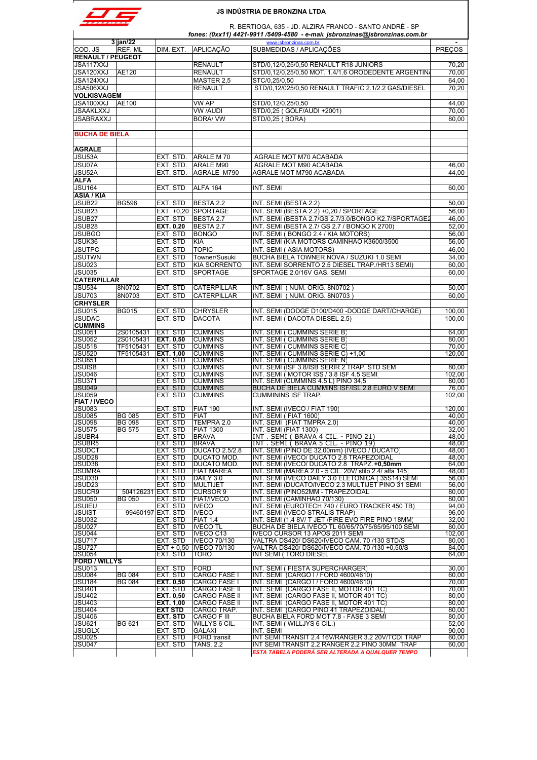**JS INDÚSTRIA DE BRONZINA LTDA**

R. BERTIOGA, 635 - JD. ALZIRA FRANCO - SANTO ANDRÉ - SP

*fones: (0xx11) 4421-9911 /5409-4580 - e-mail: jsbronzinas@jsbronzinas.com.br*

| 3 | jan/22 | | | www.jsbronzinas.com.br | - |
|---|---|---|---|---|---|
| COD. JS | REF. ML | DIM. EXT. | APLICAÇÃO | SUBMEDIDAS / APLICAÇÕES | PREÇOS |
| **RENAULT / PEUGEOT** | | | | | |
| JSA117XXJ | | | RENAULT | STD/0,12/0,25/0,50 RENAULT R18 JUNIORS | 70,20 |
| JSA120XXJ | AE120 | | RENAULT | STD/0,12/0,25/0,50 MOT. 1.4/1.6 ORODEDENTE ARGENTINA | 70,00 |
| JSA124XXJ | | | MASTER 2,5 | STC/0,25/0,50 | 64,00 |
| JSA506XXJ | | | RENAULT | STD/0,12/025/0,50 RENAULT TRAFIC 2.1/2.2 GAS/DIESEL | 70,20 |
| **VOLKISVAGEM** | | | | | |
| JSA100XXJ | AE100 | | VW AP | STD/0,12/0,25/0,50 | 44,00 |
| JSAAKLXXJ | | | VW /AUDI | STD/0,25 ( GOLF/AUDI +2001) | 70,00 |
| JSABRAXXJ | | | BORA/ VW | STD/0,25 ( BORA) | 80,00 |
| | | | | | |
| **BUCHA DE BIELA** | | | | | |
| | | | | | |
| **AGRALE** | | | | | |
| JSU53A | | EXT. STD. | ARALE M 70 | AGRALE MOT M70 ACABADA | |
| JSU07A | | EXT. STD. | ARALE M90 | AGRALE MOT M90 ACABADA | 46,00 |
| JSU52A | | EXT. STD. | AGRALE M790 | AGRALE MOT M790 ACABADA | 44,00 |
| **ALFA** | | | | | |
| JSU164 | | EXT. STD | ALFA 164 | INT. SEMI | 60,00 |
| **ASIA / KIA** | | | | | |
| JSUB22 | BG596 | EXT. STD | BESTA 2.2 | INT. SEMI (BESTA 2.2) | 50,00 |
| JSUB23 | | EXT. +0,20 | SPORTAGE | INT. SEMI (BESTA 2.2) +0,20 / SPORTAGE | 56,00 |
| JSUB27 | | EXT. STD | BESTA 2.7 | INT. SEMI (BESTA 2.7/GS 2.7/3.0/BONGO K2.7/SPORTAGE2 | 46,00 |
| JSUB28 | | **EXT. 0,20** | BESTA 2.7 | INT. SEMI (BESTA 2.7/ GS 2.7 / BONGO K 2700) | 52,00 |
| JSUBGO | | EXT. STD | BONGO | INT. SEMI ( BONGO 2.4 / KIA MOTORS) | 56,00 |
| JSUK36 | | EXT. STD | KIA | INT. SEMI (KIA MOTORS CAMINHAO K3600/3500 | 56,00 |
| JSUTPC | | EXT. STD | TOPIC | INT. SEMI ( ASIA MOTORS) | 46,00 |
| JSUTWN | | EXT. STD | Towner/Susuki | BUCHA BIELA TOWNER NOVA / SUZUKI 1.0 SEMI | 34,00 |
| JSU023 | | EXT. STD | KIA SORRENTO | INT. SEMI SORRENTO 2.5 DIESEL TRAP./HR13 SEMI) | 60,00 |
| JSU035 | | EXT. STD | SPORTAGE | SPORTAGE 2.0/16V GAS. SEMI | 60,00 |
| **CATERPILLAR** | | | | | |
| JSU534 | 8N0702 | EXT. STD | CATERPILLAR | INT. SEMI ( NUM. ORIG. 8N0702 ) | 50,00 |
| JSU703 | 8N0703 | EXT. STD | CATERPILLAR | INT. SEMI ( NUM. ORIG. 8N0703 ) | 60,00 |
| **CRHYSLER** | | | | | |
| JSU015 | BG015 | EXT. STD | CHRYSLER | INT. SEMI (DODGE D100/D400 -DODGE DART/CHARGE) | 100,00 |
| JSUDAC | | EXT. STD | DACOTA | INT. SEMI ( DACOTA DIESEL 2.5) | 100,00 |
| **CUMMINS** | | | | | |
| JSU051 | 2S0105431 | EXT. STD | CUMMINS | INT. SEMI ( CUMMINS SERIE B) | 64,00 |
| JSU052 | 2S0105431 | **EXT. 0,50** | CUMMINS | INT. SEMI ( CUMMINS SERIE B) | 80,00 |
| JSU518 | TF5105431 | EXT. STD | CUMMINS | INT. SEMI ( CUMMINS SERIE C) | 70,00 |
| JSU520 | TF5105431 | **EXT. 1,00** | CUMMINS | INT. SEMI ( CUMMINS SERIE C) +1,00 | 120,00 |
| JSU851 | | EXT. STD | CUMMINS | INT. SEMI ( CUMMINS SERIE N) | |
| JSUISB | | EXT. STD | CUMMINS | INT. SEMI (ISF 3.8/ISB SERIR 2 TRAP. STD SEM | 80,00 |
| JSU046 | | EXT. STD | CUMMINS | INT. SEMI ( MOTOR ISS / 3.8 ISF 4.5 SEMI | 102,00 |
| JSU371 | | EXT. STD | CUMMINS | INT. SEMI (CUMMINS 4.5 L) PINO 34,5 | 80,00 |
| JSU049 | | EXT. STD | CUMMINS | BUCHA DE BIELA CUMMINS ISF/ISL 2.8 EURO V SEMI | 76,00 |
| JSU059 | | EXT. STD | CUMMINS | CUMMININS ISF TRAP. | 102,00 |
| **FIAT / IVECO** | | | | | |
| JSU083 | | EXT. STD | FIAT 190 | INT. SEMI (IVECO / FIAT 190) | 120,00 |
| JSU085 | BG 085 | EXT. STD | FIAT | INT. SEMI ( FIAT 1600) | 40,00 |
| JSU098 | BG 098 | EXT. STD | TEMPRA 2.0 | INT. SEMI (FIAT TMPRA 2.0) | 40,00 |
| JSU575 | BG 575 | EXT. STD | FIAT 1300 | INT. SEMI (FIAT 1300) | 32,00 |
| JSUBR4 | | EXT. STD | BRAVA | INT . SEMI ( BRAVA 4 CIL. - PINO 21) | 48,00 |
| JSUBR5 | | EXT. STD | BRAVA | INT . SEMI ( BRAVA 5 CIL. - PINO 19) | 48,00 |
| JSUDCT | | EXT. STD | DUCATO 2.5/2.8 | INT. SEMI (PINO DE 32,00mm) (IVECO / DUCATO) | 48,00 |
| JSUD28 | | EXT. STD | DUCATO MOD. | INT. SEMI (IVECO/ DUCATO 2.8 TRAPEZOIDAL | 48,00 |
| JSUD38 | | EXT. STD | DUCATO MOD. | INT. SEMI (IVECO/ DUCATO 2.8 TRAPZ. **+0,50mm** | 64,00 |
| JSUMRA | | EXT. STD | FIAT MAREA | INT. SEMI (MAREA 2.0 - 5 CIL. 20V/ stilo 2.4/ alfa 145) | 48,00 |
| JSUD30 | | EXT. STD | DAILY 3.0 | INT. SEMI (IVECO DAILY 3.0 ELETONICA ( 35S14) SEMI | 56,00 |
| JSUD23 | | EXT. STD | MULTIJET | INT. SEMI (DUCATO/IVECO 2.3 MULTIJET PINO 31 SEMI | 56,00 |
| JSUCR9 | 504126231 | EXT. STD | CURSOR 9 | INT. SEMI (PINO52MM - TRAPEZOIDAL | 80,00 |
| JSU050 | BG 050 | EXT. STD | FIAT/IVECO | INT. SEMI (CAMINHAO 70/130) | 80,00 |
| JSUIEU | | EXT. STD | IVECO | INT. SEMI (EUROTECH 740 / EURO TRACKER 450 TB) | 94,00 |
| JSUIST | 99460197 | EXT. STD | IVECO | INT. SEMI (IVECO STRALIS TRAP) | 96,00 |
| JSU032 | | EXT. STD | FIAT 1.4 | INT. SEMI (1.4 8V/ T JET /FIRE EVO FIRE PINO 18MM) | 32,00 |
| JSU027 | | EXT. STD | IVECO TL | BUCHA DE BIELA IVECO TL 60/65/70/75/85/95/100 SEMI | 80,00 |
| JSU044 | | EXT. STD | IVECO C13 | IVECO CURSOR 13 APOS 2011 SEMI | 102,00 |
| JSU717 | | EXT. STD | IVECO 70/130 | VALTRA DS420/ DS620/IVECO CAM. 70 /130 STD/S | 80,00 |
| JSU727 | | EXT + 0,50 | IVECO 70/130 | VALTRA DS420/ DS620/IVECO CAM. 70 /130 +0,50/S | 84,00 |
| JSU054 | | EXT. STD | TORO | INT SEMI ( TORO DIESEL | 64,00 |
| **FORD / WILLYS** | | | | | |
| JSU013 | | EXT. STD | FORD | INT. SEMI ( FIESTA SUPERCHARGER) | 30,00 |
| JSU084 | BG 084 | EXT. STD | CARGO FASE I | INT. SEMI (CARGO I / FORD 4600/4610) | 60,00 |
| JSU184 | BG 084 | **EXT. 0,50** | CARGO FASE I | INT. SEMI (CARGO I / FORD 4600/4610) | 70,00 |
| JSU401 | | EXT. STD | CARGO FASE II | INT. SEMI (CARGO FASE II, MOTOR 401 TC) | 70,00 |
| JSU402 | | **EXT. 0,50** | CARGO FASE II | INT. SEMI (CARGO FASE II, MOTOR 401 TC) | 80,00 |
| JSU403 | | **EXT. 1,00** | CARGO FASE II | INT. SEMI (CARGO FASE II, MOTOR 401 TC) | 80,00 |
| JSU404 | | **EXT STD** | CARGO TRAP. | INT. SEMI (CARGO PINO 41 TRAPEZOIDAL) | 80,00 |
| JSU406 | | **EXT. STD** | CARGO F III | BUCHA BIELA FORD MOT 7.8 - FASE 3 SEMI | 80,00 |
| JSU621 | BG 621 | EXT. STD | WILLYS 6 CIL. | INT. SEMI ( WILLYS 6 CIL.) | 52,00 |
| JSUGLX | | EXT. STD | GALAXI | INT. SEMI | 90,00 |
| JSU025 | | EXT. STD | FORD transit | INT SEMI TRANSIT 2.4 16V/RANGER 3.2 20V/TCDI TRAP | 60,00 |
| JSU047 | | EXT. STD | TANS. 2.2 | INT SEMI TRANSIT 2.2 RANGER 2.2 PINO 30MM TRAP | 60,00 |
| | | | | ***ESTA TABELA PODERÁ SER ALTERADA A QUALQUER TEMPO*** | |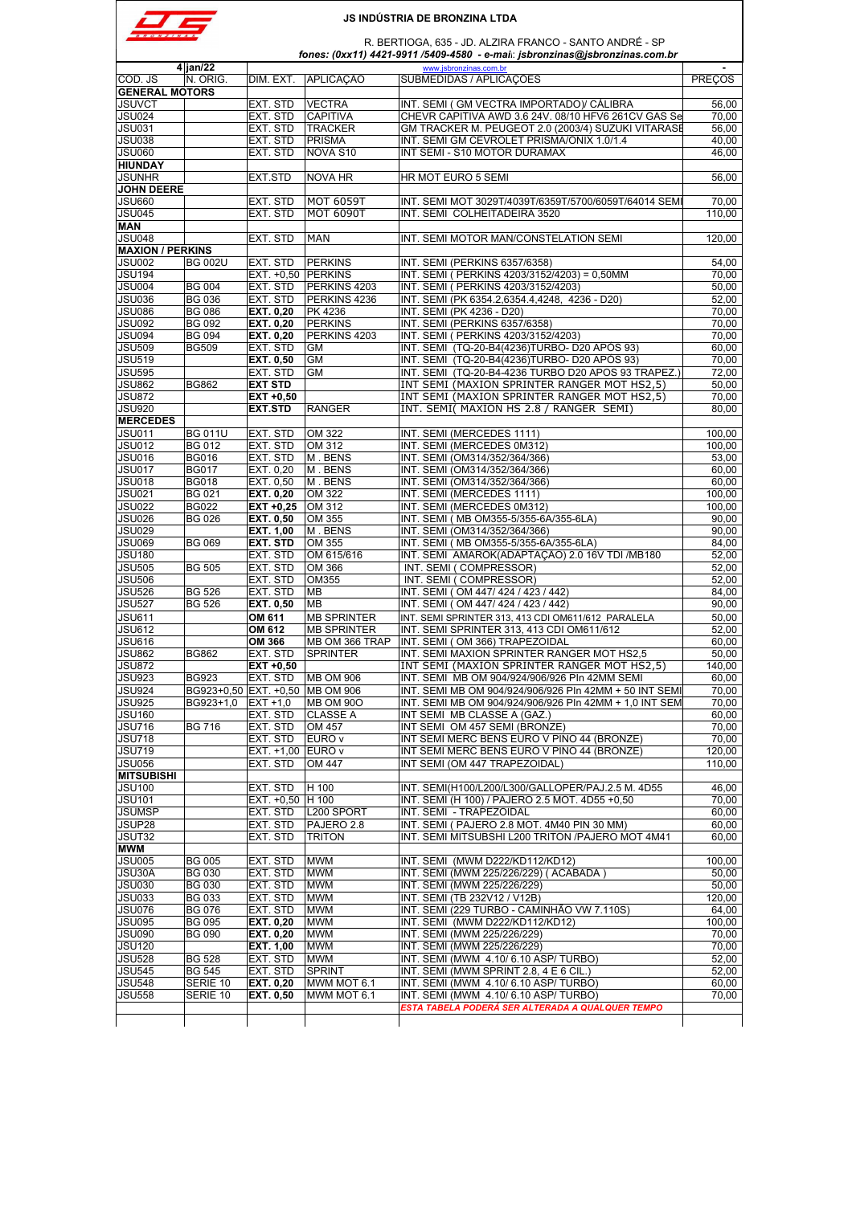**JS INDÚSTRIA DE BRONZINA LTDA**

R. BERTIOGA, 635 - JD. ALZIRA FRANCO - SANTO ANDRÉ - SP

*fones: (0xx11) 4421-9911 /5409-4580 - e-mail: jsbronzinas@jsbronzinas.com.br*

| 4 | jan/22 | | | www.jsbronzinas.com.br | - |
|---|---|---|---|---|---|
| COD. JS | N. ORIG. | DIM. EXT. | APLICAÇÃO | SUBMEDIDAS / APLICAÇÕES | PREÇOS |
| **GENERAL MOTORS** | | | | | |
| JSUVCT | | EXT. STD | VECTRA | INT. SEMI ( GM VECTRA IMPORTADO)/ CÁLIBRA | 56,00 |
| JSU024 | | EXT. STD | CAPITIVA | CHEVR CAPITIVA AWD 3.6 24V. 08/10 HFV6 261CV GAS Se | 70,00 |
| JSU031 | | EXT. STD | TRACKER | GM TRACKER M. PEUGEOT 2.0 (2003/4) SUZUKI VITARASE | 56,00 |
| JSU038 | | EXT. STD | PRISMA | INT. SEMI GM CEVROLET PRISMA/ONIX 1.0/1.4 | 40,00 |
| JSU060 | | EXT. STD | NOVA S10 | INT SEMI - S10 MOTOR DURAMAX | 46,00 |
| **HIUNDAY** | | | | | |
| JSUNHR | | EXT.STD | NOVA HR | HR MOT EURO 5 SEMI | 56,00 |
| **JOHN DEERE** | | | | | |
| JSU660 | | EXT. STD | MOT 6059T | INT. SEMI MOT 3029T/4039T/6359T/5700/6059T/64014 SEMI | 70,00 |
| JSU045 | | EXT. STD | MOT 6090T | INT. SEMI COLHEITADEIRA 3520 | 110,00 |
| **MAN** | | | | | |
| JSU048 | | EXT. STD | MAN | INT. SEMI MOTOR MAN/CONSTELATION SEMI | 120,00 |
| **MAXION / PERKINS** | | | | | |
| JSU002 | BG 002U | EXT. STD | PERKINS | INT. SEMI (PERKINS 6357/6358) | 54,00 |
| JSU194 | | EXT. +0,50 | PERKINS | INT. SEMI ( PERKINS 4203/3152/4203) = 0,50MM | 70,00 |
| JSU004 | BG 004 | EXT. STD | PERKINS 4203 | INT. SEMI ( PERKINS 4203/3152/4203) | 50,00 |
| JSU036 | BG 036 | EXT. STD | PERKINS 4236 | INT. SEMI (PK 6354.2,6354.4,4248, 4236 - D20) | 52,00 |
| JSU086 | BG 086 | **EXT. 0,20** | PK 4236 | INT. SEMI (PK 4236 - D20) | 70,00 |
| JSU092 | BG 092 | **EXT. 0,20** | PERKINS | INT. SEMI (PERKINS 6357/6358) | 70,00 |
| JSU094 | BG 094 | **EXT. 0,20** | PERKINS 4203 | INT. SEMI ( PERKINS 4203/3152/4203) | 70,00 |
| JSU509 | BG509 | EXT. STD | GM | INT. SEMI (TQ-20-B4(4236)TURBO- D20 APÓS 93) | 60,00 |
| JSU519 | | **EXT. 0,50** | GM | INT. SEMI (TQ-20-B4(4236)TURBO- D20 APÓS 93) | 70,00 |
| JSU595 | | EXT. STD | GM | INT. SEMI (TQ-20-B4-4236 TURBO D20 APOS 93 TRAPEZ.) | 72,00 |
| JSU862 | BG862 | **EXT STD** | | INT SEMI (MAXION SPRINTER RANGER MOT HS2,5) | 50,00 |
| JSU872 | | **EXT +0,50** | | INT SEMI (MAXION SPRINTER RANGER MOT HS2,5) | 70,00 |
| JSU920 | | **EXT.STD** | RANGER | INT. SEMI( MAXION HS 2.8 / RANGER SEMI) | 80,00 |
| **MERCEDES** | | | | | |
| JSU011 | BG 011U | EXT. STD | OM 322 | INT. SEMI (MERCEDES 1111) | 100,00 |
| JSU012 | BG 012 | EXT. STD | OM 312 | INT. SEMI (MERCEDES 0M312) | 100,00 |
| JSU016 | BG016 | EXT. STD | M . BENS | INT. SEMI (OM314/352/364/366) | 53,00 |
| JSU017 | BG017 | EXT. 0,20 | M . BENS | INT. SEMI (OM314/352/364/366) | 60,00 |
| JSU018 | BG018 | EXT. 0,50 | M . BENS | INT. SEMI (OM314/352/364/366) | 60,00 |
| JSU021 | BG 021 | **EXT. 0,20** | OM 322 | INT. SEMI (MERCEDES 1111) | 100,00 |
| JSU022 | BG022 | **EXT +0,25** | OM 312 | INT. SEMI (MERCEDES 0M312) | 100,00 |
| JSU026 | BG 026 | **EXT. 0,50** | OM 355 | INT. SEMI ( MB OM355-5/355-6A/355-6LA) | 90,00 |
| JSU029 | | **EXT. 1,00** | M . BENS | INT. SEMI (OM314/352/364/366) | 90,00 |
| JSU069 | BG 069 | **EXT. STD** | OM 355 | INT. SEMI ( MB OM355-5/355-6A/355-6LA) | 84,00 |
| JSU180 | | EXT. STD | OM 615/616 | INT. SEMI AMAROK(ADAPTAÇAO) 2.0 16V TDI /MB180 | 52,00 |
| JSU505 | BG 505 | EXT. STD | OM 366 | INT. SEMI ( COMPRESSOR) | 52,00 |
| JSU506 | | EXT. STD | OM355 | INT. SEMI ( COMPRESSOR) | 52,00 |
| JSU526 | BG 526 | EXT. STD | MB | INT. SEMI ( OM 447/ 424 / 423 / 442) | 84,00 |
| JSU527 | BG 526 | **EXT. 0,50** | MB | INT. SEMI ( OM 447/ 424 / 423 / 442) | 90,00 |
| JSU611 | | **OM 611** | MB SPRINTER | INT. SEMI SPRINTER 313, 413 CDI OM611/612 PARALELA | 50,00 |
| JSU612 | | **OM 612** | MB SPRINTER | INT. SEMI SPRINTER 313, 413 CDI OM611/612 | 52,00 |
| JSU616 | | **OM 366** | MB OM 366 TRAP | INT. SEMI ( OM 366) TRAPEZOIDAL | 60,00 |
| JSU862 | BG862 | EXT. STD | SPRINTER | INT. SEMI MAXION SPRINTER RANGER MOT HS2,5 | 50,00 |
| JSU872 | | **EXT +0,50** | | INT SEMI (MAXION SPRINTER RANGER MOT HS2,5) | 140,00 |
| JSU923 | BG923 | EXT. STD | MB OM 906 | INT. SEMI MB OM 904/924/906/926 Pln 42MM SEMI | 60,00 |
| JSU924 | BG923+0,50 | EXT. +0,50 | MB OM 906 | INT. SEMI MB OM 904/924/906/926 Pln 42MM + 50 INT SEMI | 70,00 |
| JSU925 | BG923+1,0 | EXT +1,0 | MB OM 90O | INT. SEMI MB OM 904/924/906/926 Pln 42MM + 1,0 INT SEM | 70,00 |
| JSU160 | | EXT. STD | CLASSE A | INT SEMI MB CLASSE A (GAZ.) | 60,00 |
| JSU716 | BG 716 | EXT. STD | OM 457 | INT SEMI OM 457 SEMI (BRONZE) | 70,00 |
| JSU718 | | EXT. STD | EURO v | INT SEMI MERC BENS EURO V PINO 44 (BRONZE) | 70,00 |
| JSU719 | | EXT. +1,00 | EURO v | INT SEMI MERC BENS EURO V PINO 44 (BRONZE) | 120,00 |
| JSU056 | | EXT. STD | OM 447 | INT SEMI (OM 447 TRAPEZOIDAL) | 110,00 |
| **MITSUBISHI** | | | | | |
| JSU100 | | EXT. STD | H 100 | INT. SEMI(H100/L200/L300/GALLOPER/PAJ.2.5 M. 4D55 | 46,00 |
| JSU101 | | EXT. +0,50 | H 100 | INT. SEMI (H 100) / PAJERO 2.5 MOT. 4D55 +0,50 | 70,00 |
| JSUMSP | | EXT. STD | L200 SPORT | INT. SEMI - TRAPEZOIDAL | 60,00 |
| JSUP28 | | EXT. STD | PAJERO 2.8 | INT. SEMI ( PAJERO 2.8 MOT. 4M40 PIN 30 MM) | 60,00 |
| JSUT32 | | EXT. STD | TRITON | INT. SEMI MITSUBISHI L200 TRITON /PAJERO MOT 4M41 | 60,00 |
| **MWM** | | | | | |
| JSU005 | BG 005 | EXT. STD | MWM | INT. SEMI (MWM D222/KD112/KD12) | 100,00 |
| JSU30A | BG 030 | EXT. STD | MWM | INT. SEMI (MWM 225/226/229) ( ACABADA ) | 50,00 |
| JSU030 | BG 030 | EXT. STD | MWM | INT. SEMI (MWM 225/226/229) | 50,00 |
| JSU033 | BG 033 | EXT. STD | MWM | INT. SEMI (TB 232V12 / V12B) | 120,00 |
| JSU076 | BG 076 | EXT. STD | MWM | INT. SEMI (229 TURBO - CAMINHÃO VW 7.110S) | 64,00 |
| JSU095 | BG 095 | **EXT. 0,20** | MWM | INT. SEMI (MWM D222/KD112/KD12) | 100,00 |
| JSU090 | BG 090 | **EXT. 0,20** | MWM | INT. SEMI (MWM 225/226/229) | 70,00 |
| JSU120 | | **EXT. 1,00** | MWM | INT. SEMI (MWM 225/226/229) | 70,00 |
| JSU528 | BG 528 | EXT. STD | MWM | INT. SEMI (MWM 4.10/ 6.10 ASP/ TURBO) | 52,00 |
| JSU545 | BG 545 | EXT. STD | SPRINT | INT. SEMI (MWM SPRINT 2.8, 4 E 6 CIL.) | 52,00 |
| JSU548 | SERIE 10 | **EXT. 0,20** | MWM MOT 6.1 | INT. SEMI (MWM 4.10/ 6.10 ASP/ TURBO) | 60,00 |
| JSU558 | SERIE 10 | **EXT. 0,50** | MWM MOT 6.1 | INT. SEMI (MWM 4.10/ 6.10 ASP/ TURBO) | 70,00 |
| | | | | ***ESTA TABELA PODERÁ SER ALTERADA A QUALQUER TEMPO*** | |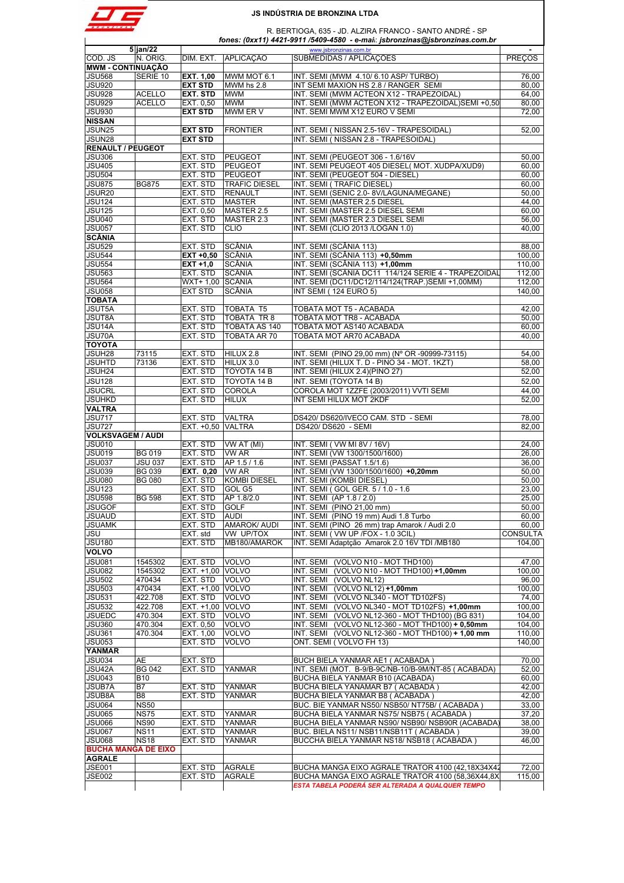**JS INDÚSTRIA DE BRONZINA LTDA**

R. BERTIOGA, 635 - JD. ALZIRA FRANCO - SANTO ANDRÉ - SP

*fones: (0xx11) 4421-9911 /5409-4580 - e-mail: jsbronzinas@jsbronzinas.com.br*

| 5 | jan/22 | | | www.jsbronzinas.com.br | - |
|---|---|---|---|---|---|
| COD. JS | N. ORIG. | DIM. EXT. | APLICAÇÃO | SUBMEDIDAS / APLICAÇOES | PREÇOS |
| **MWM - CONTINUAÇÃO** | | | | | |
| JSU568 | SERIE 10 | **EXT. 1,00** | MWM MOT 6.1 | INT. SEMI (MWM 4.10/ 6.10 ASP/ TURBO) | 76,00 |
| JSU920 | | **EXT STD** | MWM hs 2.8 | INT SEMI MAXION HS 2.8 / RANGER SEMI | 80,00 |
| JSU928 | ACELLO | **EXT. STD** | MWM | INT. SEMI (MWM ACTEON X12 - TRAPEZOIDAL) | 64,00 |
| JSU929 | ACELLO | EXT. 0,50 | MWM | INT. SEMI (MWM ACTEON X12 - TRAPEZOIDAL)SEMI +0,50 | 80,00 |
| JSU930 | | **EXT STD** | MWM ER V | INT. SEMI MWM X12 EURO V SEMI | 72,00 |
| **NISSAN** | | | | | |
| JSUN25 | | **EXT STD** | FRONTIER | INT. SEMI ( NISSAN 2.5-16V - TRAPESOIDAL) | 52,00 |
| JSUN28 | | **EXT STD** | | INT. SEMI ( NISSAN 2.8 - TRAPESOIDAL) | |
| **RENAULT / PEUGEOT** | | | | | |
| JSU306 | | EXT. STD | PEUGEOT | INT. SEMI (PEUGEOT 306 - 1.6/16V | 50,00 |
| JSU405 | | EXT. STD | PEUGEOT | INT. SEMI PEUGEOT 405 DIESEL( MOT. XUDPA/XUD9) | 60,00 |
| JSU504 | | EXT. STD | PEUGEOT | INT. SEMI (PEUGEOT 504 - DIESEL) | 60,00 |
| JSU875 | BG875 | EXT. STD | TRAFIC DIESEL | INT. SEMI ( TRAFIC DIESEL) | 60,00 |
| JSUR20 | | EXT. STD | RENAULT | INT. SEMI (SENIC 2.0- 8V/LAGUNA/MEGANE) | 50,00 |
| JSU124 | | EXT. STD | MASTER | INT. SEMI (MASTER 2.5 DIESEL | 44,00 |
| JSU125 | | EXT. 0,50 | MASTER 2.5 | INT. SEMI (MASTER 2.5 DIESEL SEMI | 60,00 |
| JSU040 | | EXT. STD | MASTER 2.3 | INT. SEMI (MASTER 2.3 DIESEL SEMI | 56,00 |
| JSU057 | | EXT. STD | CLIO | INT. SEMI (CLIO 2013 /LOGAN 1.0) | 40,00 |
| **SCÂNIA** | | | | | |
| JSU529 | | EXT. STD | SCÂNIA | INT. SEMI (SCÂNIA 113) | 88,00 |
| JSU544 | | **EXT +0,50** | SCÂNIA | INT. SEMI (SCÂNIA 113) **+0,50mm** | 100,00 |
| JSU554 | | **EXT +1,0** | SCÂNIA | INT. SEMI (SCÂNIA 113) **+1,00mm** | 110,00 |
| JSU563 | | EXT. STD | SCÂNIA | INT. SEMI (SCÂNIA DC11 114/124 SERIE 4 - TRAPEZOIDAL | 112,00 |
| JSU564 | | WXT+ 1,00 | SCÂNIA | INT. SEMI (DC11/DC12/114/124(TRAP.)SEMI +1,00MM) | 112,00 |
| JSU058 | | EXT STD | SCÂNIA | INT SEMI ( 124 EURO 5) | 140,00 |
| **TOBATA** | | | | | |
| JSUT5A | | EXT. STD | TOBATA T5 | TOBATA MOT T5 - ACABADA | 42,00 |
| JSUT8A | | EXT. STD | TOBATA TR 8 | TOBATA MOT TR8 - ACABADA | 50,00 |
| JSU14A | | EXT. STD | TOBATA AS 140 | TOBATA MOT AS140 ACABADA | 60,00 |
| JSU70A | | EXT. STD | TOBATA AR 70 | TOBATA MOT AR70 ACABADA | 40,00 |
| **TOYOTA** | | | | | |
| JSUH28 | 73115 | EXT. STD | HILUX 2.8 | INT. SEMI (PINO 29,00 mm) (Nº OR -90999-73115) | 54,00 |
| JSUHTD | 73136 | EXT. STD | HILUX 3.0 | INT. SEMI (HILUX T. D - PINO 34 - MOT. 1KZT) | 58,00 |
| JSUH24 | | EXT. STD | TOYOTA 14 B | INT. SEMI (HILUX 2.4)(PINO 27) | 52,00 |
| JSU128 | | EXT. STD | TOYOTA 14 B | INT. SEMI (TOYOTA 14 B) | 52,00 |
| JSUCRL | | EXT. STD | COROLA | COROLA MOT 1ZZFE (2003/2011) VVTI SEMI | 44,00 |
| JSUHKD | | EXT. STD | HILUX | INT SEMI HILUX MOT 2KDF | 52,00 |
| **VALTRA** | | | | | |
| JSU717 | | EXT. STD | VALTRA | DS420/ DS620/IVECO CAM. STD - SEMI | 78,00 |
| JSU727 | | EXT. +0,50 | VALTRA | DS420/ DS620 - SEMI | 82,00 |
| **VOLKSVAGEM / AUDI** | | | | | |
| JSU010 | | EXT. STD | VW AT (MI) | INT. SEMI ( VW MI 8V / 16V) | 24,00 |
| JSU019 | BG 019 | EXT. STD | VW AR | INT. SEMI (VW 1300/1500/1600) | 26,00 |
| JSU037 | JSU 037 | EXT. STD | AP 1.5 / 1.6 | INT. SEMI (PASSAT 1.5/1.6) | 36,00 |
| JSU039 | BG 039 | **EXT. 0,20** | VW AR | INT. SEMI (VW 1300/1500/1600) **+0,20mm** | 50,00 |
| JSU080 | BG 080 | EXT. STD | KOMBI DIESEL | INT. SEMI (KOMBI DIESEL) | 50,00 |
| JSU123 | | EXT. STD | GOL G5 | INT. SEMI ( GOL GER. 5 / 1.0 - 1.6 | 23,00 |
| JSU598 | BG 598 | EXT. STD | AP 1.8/2.0 | INT. SEMI (AP 1.8 / 2.0) | 25,00 |
| JSUGOF | | EXT. STD | GOLF | INT. SEMI (PINO 21,00 mm) | 50,00 |
| JSUAUD | | EXT. STD | AUDI | INT. SEMI (PINO 19 mm) Audi 1.8 Turbo | 60,00 |
| JSUAMK | | EXT. STD | AMAROK/ AUDI | INT. SEMI (PINO 26 mm) trap Amarok / Audi 2.0 | 60,00 |
| JSU | | EXT. std | VW UP/TOX | INT. SEMI ( VW UP /FOX - 1.0 3CIL) | CONSULTA |
| JSU180 | | EXT. STD | MB180/AMAROK | INT. SEMI Adaptção Amarok 2.0 16V TDI /MB180 | 104,00 |
| **VOLVO** | | | | | |
| JSU081 | 1545302 | EXT. STD | VOLVO | INT. SEMI (VOLVO N10 - MOT THD100) | 47,00 |
| JSU082 | 1545302 | EXT. +1,00 | VOLVO | INT. SEMI (VOLVO N10 - MOT THD100) **+1,00mm** | 100,00 |
| JSU502 | 470434 | EXT. STD | VOLVO | INT. SEMI (VOLVO NL12) | 96,00 |
| JSU503 | 470434 | EXT. +1,00 | VOLVO | INT. SEMI (VOLVO NL12) **+1,00mm** | 100,00 |
| JSU531 | 422.708 | EXT. STD | VOLVO | INT. SEMI (VOLVO NL340 - MOT TD102FS) | 74,00 |
| JSU532 | 422.708 | EXT. +1,00 | VOLVO | INT. SEMI (VOLVO NL340 - MOT TD102FS) **+1,00mm** | 100,00 |
| JSUEDC | 470.304 | EXT. STD | VOLVO | INT. SEMI (VOLVO NL12-360 - MOT THD100) (BG 831) | 104,00 |
| JSU360 | 470.304 | EXT. 0,50 | VOLVO | INT. SEMI (VOLVO NL12-360 - MOT THD100) **+ 0,50mm** | 104,00 |
| JSU361 | 470.304 | EXT. 1,00 | VOLVO | INT. SEMI (VOLVO NL12-360 - MOT THD100) **+ 1,00 mm** | 110,00 |
| JSU053 | | EXT. STD | VOLVO | ONT. SEMI ( VOLVO FH 13) | 140,00 |
| **YANMAR** | | | | | |
| JSU034 | AE | EXT. STD | | BUCH BIELA YANMAR AE1 ( ACABADA ) | 70,00 |
| JSU42A | BG 042 | EXT. STD | YANMAR | INT. SEMI (MOT. B-9/B-9C/NB-10/B-9M/NT-85 ( ACABADA) | 52,00 |
| JSU043 | B10 | | | BUCHA BIELA YANMAR B10 (ACABADA) | 60,00 |
| JSUB7A | B7 | EXT. STD | YANMAR | BUCHA BIELA YANAMAR B7 ( ACABADA ) | 42,00 |
| JSUB8A | B8 | EXT. STD | YANMAR | BUCHA BIELA YANMAR B8 ( ACABADA ) | 42,00 |
| JSU064 | NS50 | | | BUC. BIE YANMAR NS50/ NSB50/ NT75B/ ( ACABADA ) | 33,00 |
| JSU065 | NS75 | EXT. STD | YANMAR | BUCHA BIELA YANMAR NS75/ NSB75 ( ACABADA ) | 37,20 |
| JSU066 | NS90 | EXT. STD | YANMAR | BUCHA BIELA YANMAR NS90/ NSB90/ NSB90R (ACABADA) | 38,00 |
| JSU067 | NS11 | EXT. STD | YANMAR | BUC. BIELA NS11/ NSB11/NSB11T ( ACABADA ) | 39,00 |
| JSU068 | NS18 | EXT. STD | YANMAR | BUCCHA BIELA YANMAR NS18/ NSB18 ( ACABADA ) | 46,00 |
| **BUCHA MANGA DE EIXO** | | | | | |
| **AGRALE** | | | | | |
| JSE001 | | EXT. STD | AGRALE | BUCHA MANGA EIXO AGRALE TRATOR 4100 (42,18X34X42 | 72,00 |
| JSE002 | | EXT. STD | AGRALE | BUCHA MANGA EIXO AGRALE TRATOR 4100 (58,36X44,8X | 115,00 |
| | | | | ***ESTA TABELA PODERÁ SER ALTERADA A QUALQUER TEMPO*** | |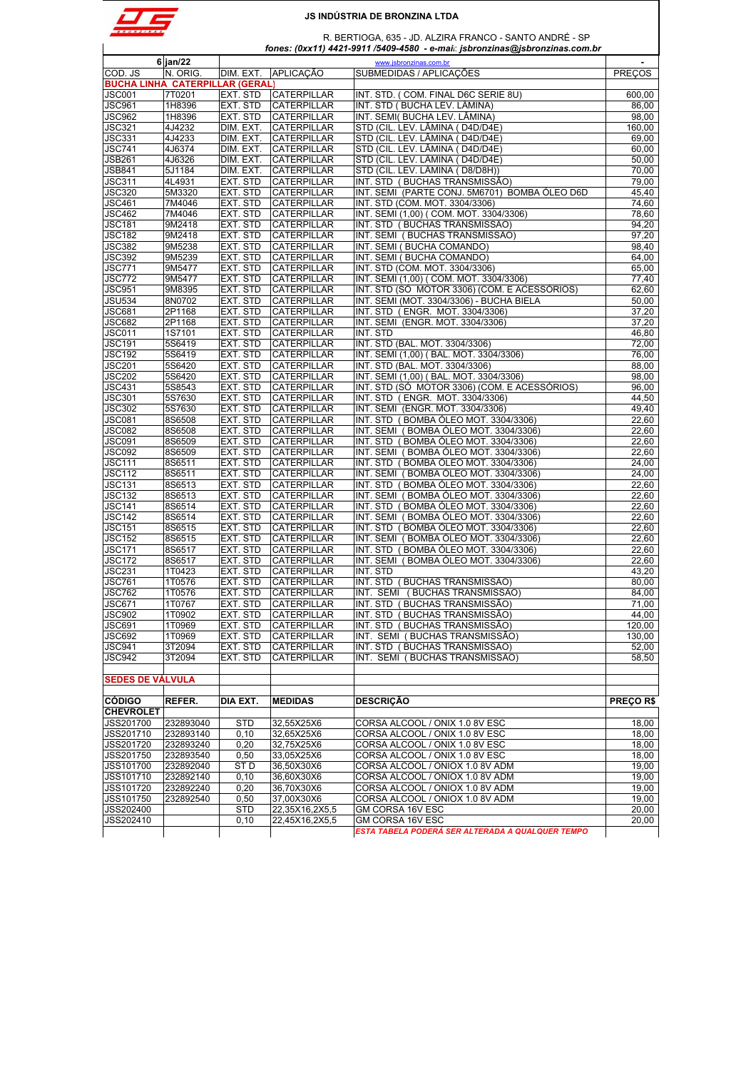**JS INDÚSTRIA DE BRONZINA LTDA**

R. BERTIOGA, 635 - JD. ALZIRA FRANCO - SANTO ANDRÉ - SP

*fones: (0xx11) 4421-9911 /5409-4580 - e-mail: jsbronzinas@jsbronzinas.com.br*

| 6 | jan/22 | | | www.jsbronzinas.com.br | - |
|---|---|---|---|---|---|
| COD. JS | N. ORIG. | DIM. EXT. | APLICAÇÃO | SUBMEDIDAS / APLICAÇÕES | PREÇOS |
| **BUCHA LINHA CATERPILLAR (GERAL)** | | | | | |
| JSC001 | 7T0201 | EXT. STD | CATERPILLAR | INT. STD. ( COM. FINAL D6C SERIE 8U) | 600,00 |
| JSC961 | 1H8396 | EXT. STD | CATERPILLAR | INT. STD ( BUCHA LEV. LÂMINA) | 86,00 |
| JSC962 | 1H8396 | EXT. STD | CATERPILLAR | INT. SEMI( BUCHA LEV. LÂMINA) | 98,00 |
| JSC321 | 4J4232 | DIM. EXT. | CATERPILLAR | STD (CIL. LEV. LÂMINA ( D4D/D4E) | 160,00 |
| JSC331 | 4J4233 | DIM. EXT. | CATERPILLAR | STD (CIL. LEV. LÂMINA ( D4D/D4E) | 69,00 |
| JSC741 | 4J6374 | DIM. EXT. | CATERPILLAR | STD (CIL. LEV. LÂMINA ( D4D/D4E) | 60,00 |
| JSB261 | 4J6326 | DIM. EXT. | CATERPILLAR | STD (CIL. LEV. LÂMINA ( D4D/D4E) | 50,00 |
| JSB841 | 5J1184 | DIM. EXT. | CATERPILLAR | STD (CIL. LEV. LÂMINA ( D8/D8H)) | 70,00 |
| JSC311 | 4L4931 | EXT. STD | CATERPILLAR | INT. STD ( BUCHAS TRANSMISSÃO) | 79,00 |
| JSC320 | 5M3320 | EXT. STD | CATERPILLAR | INT. SEMI (PARTE CONJ. 5M6701) BOMBA ÓLEO D6D | 45,40 |
| JSC461 | 7M4046 | EXT. STD | CATERPILLAR | INT. STD (COM. MOT. 3304/3306) | 74,60 |
| JSC462 | 7M4046 | EXT. STD | CATERPILLAR | INT. SEMI (1,00) ( COM. MOT. 3304/3306) | 78,60 |
| JSC181 | 9M2418 | EXT. STD | CATERPILLAR | INT. STD ( BUCHAS TRANSMISSÃO) | 94,20 |
| JSC182 | 9M2418 | EXT. STD | CATERPILLAR | INT. SEMI ( BUCHAS TRANSMISSÃO) | 97,20 |
| JSC382 | 9M5238 | EXT. STD | CATERPILLAR | INT. SEMI ( BUCHA COMANDO) | 98,40 |
| JSC392 | 9M5239 | EXT. STD | CATERPILLAR | INT. SEMI ( BUCHA COMANDO) | 64,00 |
| JSC771 | 9M5477 | EXT. STD | CATERPILLAR | INT. STD (COM. MOT. 3304/3306) | 65,00 |
| JSC772 | 9M5477 | EXT. STD | CATERPILLAR | INT. SEMI (1,00) ( COM. MOT. 3304/3306) | 77,40 |
| JSC951 | 9M8395 | EXT. STD | CATERPILLAR | INT. STD (SÓ MOTOR 3306) (COM. E ACESSÓRIOS) | 62,60 |
| JSU534 | 8N0702 | EXT. STD | CATERPILLAR | INT. SEMI (MOT. 3304/3306) - BUCHA BIELA | 50,00 |
| JSC681 | 2P1168 | EXT. STD | CATERPILLAR | INT. STD ( ENGR. MOT. 3304/3306) | 37,20 |
| JSC682 | 2P1168 | EXT. STD | CATERPILLAR | INT. SEMI (ENGR. MOT. 3304/3306) | 37,20 |
| JSC011 | 1S7101 | EXT. STD | CATERPILLAR | INT. STD | 46,80 |
| JSC191 | 5S6419 | EXT. STD | CATERPILLAR | INT. STD (BAL. MOT. 3304/3306) | 72,00 |
| JSC192 | 5S6419 | EXT. STD | CATERPILLAR | INT. SEMI (1,00) ( BAL. MOT. 3304/3306) | 76,00 |
| JSC201 | 5S6420 | EXT. STD | CATERPILLAR | INT. STD (BAL. MOT. 3304/3306) | 88,00 |
| JSC202 | 5S6420 | EXT. STD | CATERPILLAR | INT. SEMI (1,00) ( BAL. MOT. 3304/3306) | 98,00 |
| JSC431 | 5S8543 | EXT. STD | CATERPILLAR | INT. STD (SÓ MOTOR 3306) (COM. E ACESSÓRIOS) | 96,00 |
| JSC301 | 5S7630 | EXT. STD | CATERPILLAR | INT. STD ( ENGR. MOT. 3304/3306) | 44,50 |
| JSC302 | 5S7630 | EXT. STD | CATERPILLAR | INT. SEMI (ENGR. MOT. 3304/3306) | 49,40 |
| JSC081 | 8S6508 | EXT. STD | CATERPILLAR | INT. STD ( BOMBA ÓLEO MOT. 3304/3306) | 22,60 |
| JSC082 | 8S6508 | EXT. STD | CATERPILLAR | INT. SEMI ( BOMBA ÓLEO MOT. 3304/3306) | 22,60 |
| JSC091 | 8S6509 | EXT. STD | CATERPILLAR | INT. STD ( BOMBA ÓLEO MOT. 3304/3306) | 22,60 |
| JSC092 | 8S6509 | EXT. STD | CATERPILLAR | INT. SEMI ( BOMBA ÓLEO MOT. 3304/3306) | 22,60 |
| JSC111 | 8S6511 | EXT. STD | CATERPILLAR | INT. STD ( BOMBA ÓLEO MOT. 3304/3306) | 24,00 |
| JSC112 | 8S6511 | EXT. STD | CATERPILLAR | INT. SEMI ( BOMBA ÓLEO MOT. 3304/3306) | 24,00 |
| JSC131 | 8S6513 | EXT. STD | CATERPILLAR | INT. STD ( BOMBA ÓLEO MOT. 3304/3306) | 22,60 |
| JSC132 | 8S6513 | EXT. STD | CATERPILLAR | INT. SEMI ( BOMBA ÓLEO MOT. 3304/3306) | 22,60 |
| JSC141 | 8S6514 | EXT. STD | CATERPILLAR | INT. STD ( BOMBA ÓLEO MOT. 3304/3306) | 22,60 |
| JSC142 | 8S6514 | EXT. STD | CATERPILLAR | INT. SEMI ( BOMBA ÓLEO MOT. 3304/3306) | 22,60 |
| JSC151 | 8S6515 | EXT. STD | CATERPILLAR | INT. STD ( BOMBA ÓLEO MOT. 3304/3306) | 22,60 |
| JSC152 | 8S6515 | EXT. STD | CATERPILLAR | INT. SEMI ( BOMBA ÓLEO MOT. 3304/3306) | 22,60 |
| JSC171 | 8S6517 | EXT. STD | CATERPILLAR | INT. STD ( BOMBA ÓLEO MOT. 3304/3306) | 22,60 |
| JSC172 | 8S6517 | EXT. STD | CATERPILLAR | INT. SEMI ( BOMBA ÓLEO MOT. 3304/3306) | 22,60 |
| JSC231 | 1T0423 | EXT. STD | CATERPILLAR | INT. STD | 43,20 |
| JSC761 | 1T0576 | EXT. STD | CATERPILLAR | INT. STD ( BUCHAS TRANSMISSÃO) | 80,00 |
| JSC762 | 1T0576 | EXT. STD | CATERPILLAR | INT. SEMI ( BUCHAS TRANSMISSÃO) | 84,00 |
| JSC671 | 1T0767 | EXT. STD | CATERPILLAR | INT. STD ( BUCHAS TRANSMISSÃO) | 71,00 |
| JSC902 | 1T0902 | EXT. STD | CATERPILLAR | INT. STD ( BUCHAS TRANSMISSÃO) | 44,00 |
| JSC691 | 1T0969 | EXT. STD | CATERPILLAR | INT. STD ( BUCHAS TRANSMISSÃO) | 120,00 |
| JSC692 | 1T0969 | EXT. STD | CATERPILLAR | INT. SEMI ( BUCHAS TRANSMISSÃO) | 130,00 |
| JSC941 | 3T2094 | EXT. STD | CATERPILLAR | INT. STD ( BUCHAS TRANSMISSÃO) | 52,00 |
| JSC942 | 3T2094 | EXT. STD | CATERPILLAR | INT. SEMI ( BUCHAS TRANSMISSÃO) | 58,50 |

**SEDES DE VÁLVULA**

| CÓDIGO | REFER. | DIA EXT. | MEDIDAS | DESCRIÇÃO | PREÇO R$ |
|---|---|---|---|---|---|
| **CHEVROLET** | | | | | |
| JSS201700 | 232893040 | STD | 32,55X25X6 | CORSA ALCOOL / ONIX 1.0 8V ESC | 18,00 |
| JSS201710 | 232893140 | 0,10 | 32,65X25X6 | CORSA ALCOOL / ONIX 1.0 8V ESC | 18,00 |
| JSS201720 | 232893240 | 0,20 | 32,75X25X6 | CORSA ALCOOL / ONIX 1.0 8V ESC | 18,00 |
| JSS201750 | 232893540 | 0,50 | 33,05X25X6 | CORSA ALCOOL / ONIX 1.0 8V ESC | 18,00 |
| JSS101700 | 232892040 | ST D | 36,50X30X6 | CORSA ALCOOL / ONIOX 1.0 8V ADM | 19,00 |
| JSS101710 | 232892140 | 0,10 | 36,60X30X6 | CORSA ALCOOL / ONIOX 1.0 8V ADM | 19,00 |
| JSS101720 | 232892240 | 0,20 | 36,70X30X6 | CORSA ALCOOL / ONIOX 1.0 8V ADM | 19,00 |
| JSS101750 | 232892540 | 0,50 | 37,00X30X6 | CORSA ALCOOL / ONIOX 1.0 8V ADM | 19,00 |
| JSS202400 | | STD | 22,35X16,2X5,5 | GM CORSA 16V ESC | 20,00 |
| JSS202410 | | 0,10 | 22,45X16,2X5,5 | GM CORSA 16V ESC | 20,00 |

*ESTA TABELA PODERÁ SER ALTERADA A QUALQUER TEMPO*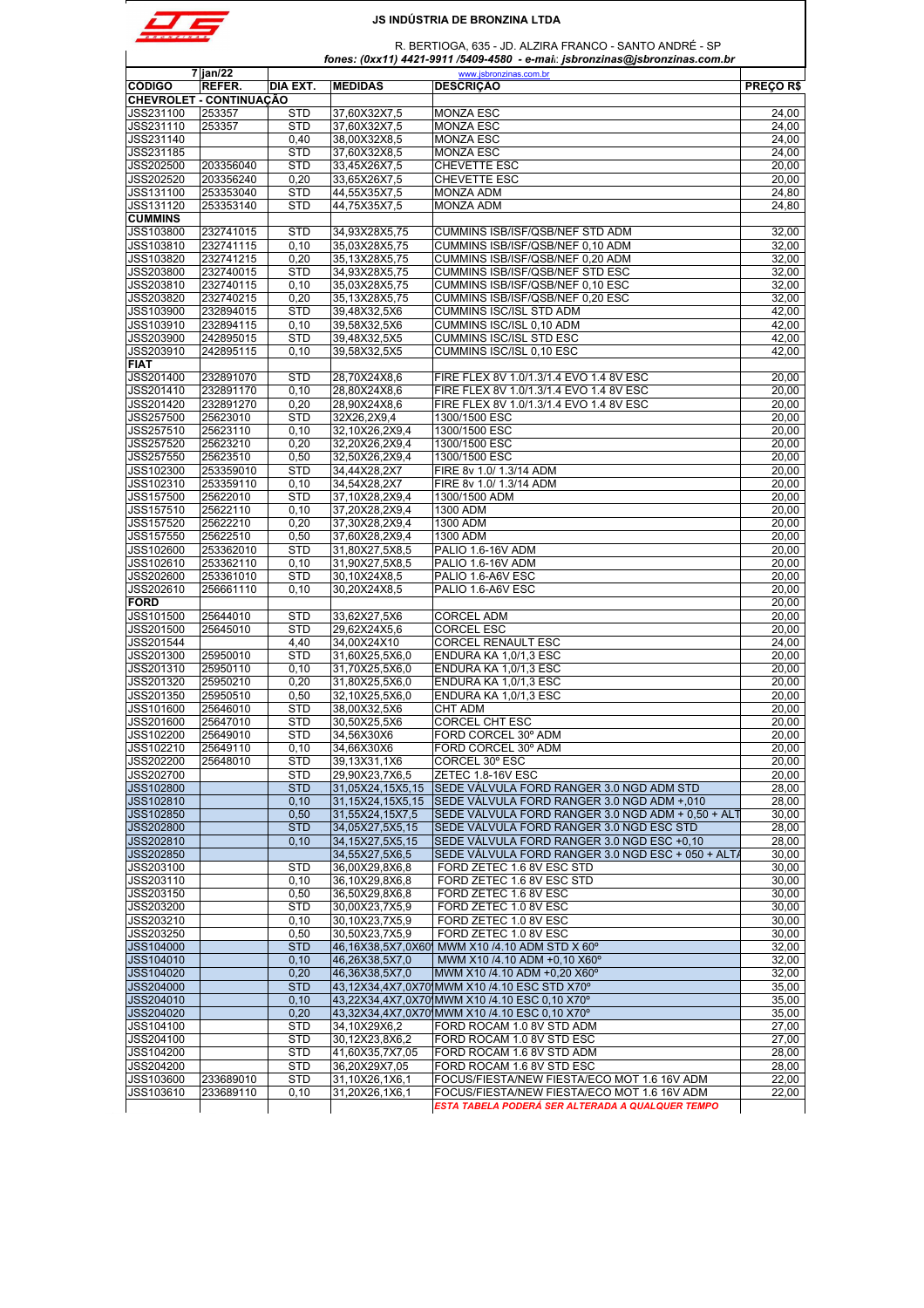**JS INDÚSTRIA DE BRONZINA LTDA**

R. BERTIOGA, 635 - JD. ALZIRA FRANCO - SANTO ANDRÉ - SP

*fones: (0xx11) 4421-9911 /5409-4580 - e-mail: jsbronzinas@jsbronzinas.com.br*

| 7 | jan/22 | | | www.jsbronzinas.com.br | |
|---|---|---|---|---|---|
| **CODIGO** | **REFER.** | **DIA EXT.** | **MEDIDAS** | **DESCRIÇÃO** | **PREÇO R$** |
| **CHEVROLET - CONTINUAÇÃO** | | | | | |
| JSS231100 | 253357 | STD | 37,60X32X7,5 | MONZA ESC | 24,00 |
| JSS231110 | 253357 | STD | 37,60X32X7,5 | MONZA ESC | 24,00 |
| JSS231140 | | 0,40 | 38,00X32X8,5 | MONZA ESC | 24,00 |
| JSS231185 | | STD | 37,60X32X8,5 | MONZA ESC | 24,00 |
| JSS202500 | 203356040 | STD | 33,45X26X7,5 | CHEVETTE ESC | 20,00 |
| JSS202520 | 203356240 | 0,20 | 33,65X26X7,5 | CHEVETTE ESC | 20,00 |
| JSS131100 | 253353040 | STD | 44,55X35X7,5 | MONZA ADM | 24,80 |
| JSS131120 | 253353140 | STD | 44,75X35X7,5 | MONZA ADM | 24,80 |
| **CUMMINS** | | | | | |
| JSS103800 | 232741015 | STD | 34,93X28X5,75 | CUMMINS ISB/ISF/QSB/NEF STD ADM | 32,00 |
| JSS103810 | 232741115 | 0,10 | 35,03X28X5,75 | CUMMINS ISB/ISF/QSB/NEF 0,10 ADM | 32,00 |
| JSS103820 | 232741215 | 0,20 | 35,13X28X5,75 | CUMMINS ISB/ISF/QSB/NEF 0,20 ADM | 32,00 |
| JSS203800 | 232740015 | STD | 34,93X28X5,75 | CUMMINS ISB/ISF/QSB/NEF STD ESC | 32,00 |
| JSS203810 | 232740115 | 0,10 | 35,03X28X5,75 | CUMMINS ISB/ISF/QSB/NEF 0,10 ESC | 32,00 |
| JSS203820 | 232740215 | 0,20 | 35,13X28X5,75 | CUMMINS ISB/ISF/QSB/NEF 0,20 ESC | 32,00 |
| JSS103900 | 232894015 | STD | 39,48X32,5X6 | CUMMINS ISC/ISL STD ADM | 42,00 |
| JSS103910 | 232894115 | 0,10 | 39,58X32,5X6 | CUMMINS ISC/ISL 0,10 ADM | 42,00 |
| JSS203900 | 242895015 | STD | 39,48X32,5X5 | CUMMINS ISC/ISL STD ESC | 42,00 |
| JSS203910 | 242895115 | 0,10 | 39,58X32,5X5 | CUMMINS ISC/ISL 0,10 ESC | 42,00 |
| **FIAT** | | | | | |
| JSS201400 | 232891070 | STD | 28,70X24X8,6 | FIRE FLEX 8V 1.0/1.3/1.4 EVO 1.4 8V ESC | 20,00 |
| JSS201410 | 232891170 | 0,10 | 28,80X24X8,6 | FIRE FLEX 8V 1.0/1.3/1.4 EVO 1.4 8V ESC | 20,00 |
| JSS201420 | 232891270 | 0,20 | 28,90X24X8,6 | FIRE FLEX 8V 1.0/1.3/1.4 EVO 1.4 8V ESC | 20,00 |
| JSS257500 | 25623010 | STD | 32X26,2X9,4 | 1300/1500 ESC | 20,00 |
| JSS257510 | 25623110 | 0,10 | 32,10X26,2X9,4 | 1300/1500 ESC | 20,00 |
| JSS257520 | 25623210 | 0,20 | 32,20X26,2X9,4 | 1300/1500 ESC | 20,00 |
| JSS257550 | 25623510 | 0,50 | 32,50X26,2X9,4 | 1300/1500 ESC | 20,00 |
| JSS102300 | 253359010 | STD | 34,44X28,2X7 | FIRE 8v 1.0/ 1.3/14 ADM | 20,00 |
| JSS102310 | 253359110 | 0,10 | 34,54X28,2X7 | FIRE 8v 1.0/ 1.3/14 ADM | 20,00 |
| JSS157500 | 25622010 | STD | 37,10X28,2X9,4 | 1300/1500 ADM | 20,00 |
| JSS157510 | 25622110 | 0,10 | 37,20X28,2X9,4 | 1300 ADM | 20,00 |
| JSS157520 | 25622210 | 0,20 | 37,30X28,2X9,4 | 1300 ADM | 20,00 |
| JSS157550 | 25622510 | 0,50 | 37,60X28,2X9,4 | 1300 ADM | 20,00 |
| JSS102600 | 253362010 | STD | 31,80X27,5X8,5 | PALIO 1.6-16V ADM | 20,00 |
| JSS102610 | 253362110 | 0,10 | 31,90X27,5X8,5 | PALIO 1.6-16V ADM | 20,00 |
| JSS202600 | 253361010 | STD | 30,10X24X8,5 | PALIO 1.6-A6V ESC | 20,00 |
| JSS202610 | 256661110 | 0,10 | 30,20X24X8,5 | PALIO 1.6-A6V ESC | 20,00 |
| **FORD** | | | | | 20,00 |
| JSS101500 | 25644010 | STD | 33,62X27,5X6 | CORCEL ADM | 20,00 |
| JSS201500 | 25645010 | STD | 29,62X24X5,6 | CORCEL ESC | 20,00 |
| JSS201544 | | 4,40 | 34,00X24X10 | CORCEL RENAULT ESC | 24,00 |
| JSS201300 | 25950010 | STD | 31,60X25,5X6,0 | ENDURA KA 1,0/1,3 ESC | 20,00 |
| JSS201310 | 25950110 | 0,10 | 31,70X25,5X6,0 | ENDURA KA 1,0/1,3 ESC | 20,00 |
| JSS201320 | 25950210 | 0,20 | 31,80X25,5X6,0 | ENDURA KA 1,0/1,3 ESC | 20,00 |
| JSS201350 | 25950510 | 0,50 | 32,10X25,5X6,0 | ENDURA KA 1,0/1,3 ESC | 20,00 |
| JSS101600 | 25646010 | STD | 38,00X32,5X6 | CHT ADM | 20,00 |
| JSS201600 | 25647010 | STD | 30,50X25,5X6 | CORCEL CHT ESC | 20,00 |
| JSS102200 | 25649010 | STD | 34,56X30X6 | FORD CORCEL 30º ADM | 20,00 |
| JSS102210 | 25649110 | 0,10 | 34,66X30X6 | FORD CORCEL 30º ADM | 20,00 |
| JSS202200 | 25648010 | STD | 39,13X31,1X6 | CORCEL 30º ESC | 20,00 |
| JSS202700 | | STD | 29,90X23,7X6,5 | ZETEC 1.8-16V ESC | 20,00 |
| JSS102800 | | STD | 31,05X24,15X5,15 | SEDE VÁLVULA FORD RANGER 3.0 NGD ADM STD | 28,00 |
| JSS102810 | | 0,10 | 31,15X24,15X5,15 | SEDE VÁLVULA FORD RANGER 3.0 NGD ADM +,010 | 28,00 |
| JSS102850 | | 0,50 | 31,55X24,15X7,5 | SEDE VÁLVULA FORD RANGER 3.0 NGD ADM + 0,50 + ALT | 30,00 |
| JSS202800 | | STD | 34,05X27,5X5,15 | SEDE VÁLVULA FORD RANGER 3.0 NGD ESC STD | 28,00 |
| JSS202810 | | 0,10 | 34,15X27,5X5,15 | SEDE VÁLVULA FORD RANGER 3.0 NGD ESC +0,10 | 28,00 |
| JSS202850 | | | 34,55X27,5X6,5 | SEDE VÁLVULA FORD RANGER 3.0 NGD ESC + 050 + ALTA | 30,00 |
| JSS203100 | | STD | 36,00X29,8X6,8 | FORD ZETEC 1.6 8V ESC STD | 30,00 |
| JSS203110 | | 0,10 | 36,10X29,8X6,8 | FORD ZETEC 1.6 8V ESC STD | 30,00 |
| JSS203150 | | 0,50 | 36,50X29,8X6,8 | FORD ZETEC 1.6 8V ESC | 30,00 |
| JSS203200 | | STD | 30,00X23,7X5,9 | FORD ZETEC 1.0 8V ESC | 30,00 |
| JSS203210 | | 0,10 | 30,10X23,7X5,9 | FORD ZETEC 1.0 8V ESC | 30,00 |
| JSS203250 | | 0,50 | 30,50X23,7X5,9 | FORD ZETEC 1.0 8V ESC | 30,00 |
| JSS104000 | | STD | 46,16X38,5X7,0X60º | MWM X10 /4.10 ADM STD X 60º | 32,00 |
| JSS104010 | | 0,10 | 46,26X38,5X7,0 | MWM X10 /4.10 ADM +0,10 X60º | 32,00 |
| JSS104020 | | 0,20 | 46,36X38,5X7,0 | MWM X10 /4.10 ADM +0,20 X60º | 32,00 |
| JSS204000 | | STD | 43,12X34,4X7,0X70º | MWM X10 /4.10 ESC STD X70º | 35,00 |
| JSS204010 | | 0,10 | 43,22X34,4X7,0X70º | MWM X10 /4.10 ESC 0,10 X70º | 35,00 |
| JSS204020 | | 0,20 | 43,32X34,4X7,0X70º | MWM X10 /4.10 ESC 0,10 X70º | 35,00 |
| JSS104100 | | STD | 34,10X29X6,2 | FORD ROCAM 1.0 8V STD ADM | 27,00 |
| JSS204100 | | STD | 30,12X23,8X6,2 | FORD ROCAM 1.0 8V STD ESC | 27,00 |
| JSS104200 | | STD | 41,60X35,7X7,05 | FORD ROCAM 1.6 8V STD ADM | 28,00 |
| JSS204200 | | STD | 36,20X29X7,05 | FORD ROCAM 1.6 8V STD ESC | 28,00 |
| JSS103600 | 233689010 | STD | 31,10X26,1X6,1 | FOCUS/FIESTA/NEW FIESTA/ECO MOT 1.6 16V ADM | 22,00 |
| JSS103610 | 233689110 | 0,10 | 31,20X26,1X6,1 | FOCUS/FIESTA/NEW FIESTA/ECO MOT 1.6 16V ADM | 22,00 |
| | | | | ***ESTA TABELA PODERÁ SER ALTERADA A QUALQUER TEMPO*** | |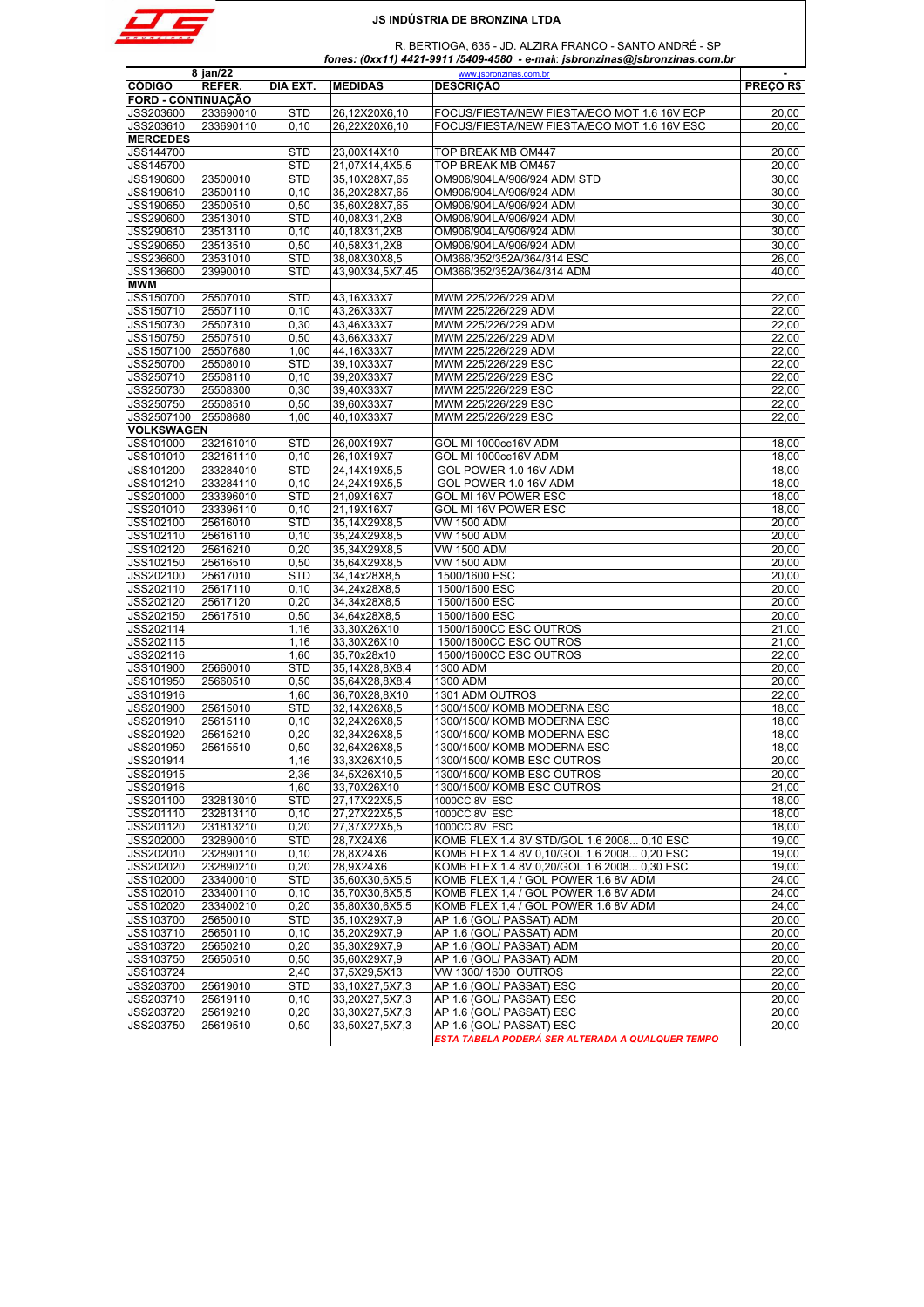# JS INDÚSTRIA DE BRONZINA LTDA

R. BERTIOGA, 635 - JD. ALZIRA FRANCO - SANTO ANDRÉ - SP

*fones: (0xx11) 4421-9911 /5409-4580 - e-mail: jsbronzinas@jsbronzinas.com.br*

| 8 | jan/22 | | | www.jsbronzinas.com.br | - |
|---|---|---|---|---|---|
| **CODIGO** | **REFER.** | **DIA EXT.** | **MEDIDAS** | **DESCRIÇÃO** | **PREÇO R$** |
| **FORD - CONTINUAÇÃO** | | | | | |
| JSS203600 | 233690010 | STD | 26,12X20X6,10 | FOCUS/FIESTA/NEW FIESTA/ECO MOT 1.6 16V ECP | 20,00 |
| JSS203610 | 233690110 | 0,10 | 26,22X20X6,10 | FOCUS/FIESTA/NEW FIESTA/ECO MOT 1.6 16V ESC | 20,00 |
| **MERCEDES** | | | | | |
| JSS144700 | | STD | 23,00X14X10 | TOP BREAK MB OM447 | 20,00 |
| JSS145700 | | STD | 21,07X14,4X5,5 | TOP BREAK MB OM457 | 20,00 |
| JSS190600 | 23500010 | STD | 35,10X28X7,65 | OM906/904LA/906/924 ADM STD | 30,00 |
| JSS190610 | 23500110 | 0,10 | 35,20X28X7,65 | OM906/904LA/906/924 ADM | 30,00 |
| JSS190650 | 23500510 | 0,50 | 35,60X28X7,65 | OM906/904LA/906/924 ADM | 30,00 |
| JSS290600 | 23513010 | STD | 40,08X31,2X8 | OM906/904LA/906/924 ADM | 30,00 |
| JSS290610 | 23513110 | 0,10 | 40,18X31,2X8 | OM906/904LA/906/924 ADM | 30,00 |
| JSS290650 | 23513510 | 0,50 | 40,58X31,2X8 | OM906/904LA/906/924 ADM | 30,00 |
| JSS236600 | 23531010 | STD | 38,08X30X8,5 | OM366/352/352A/364/314 ESC | 26,00 |
| JSS136600 | 23990010 | STD | 43,90X34,5X7,45 | OM366/352/352A/364/314 ADM | 40,00 |
| **MWM** | | | | | |
| JSS150700 | 25507010 | STD | 43,16X33X7 | MWM 225/226/229 ADM | 22,00 |
| JSS150710 | 25507110 | 0,10 | 43,26X33X7 | MWM 225/226/229 ADM | 22,00 |
| JSS150730 | 25507310 | 0,30 | 43,46X33X7 | MWM 225/226/229 ADM | 22,00 |
| JSS150750 | 25507510 | 0,50 | 43,66X33X7 | MWM 225/226/229 ADM | 22,00 |
| JSS1507100 | 25507680 | 1,00 | 44,16X33X7 | MWM 225/226/229 ADM | 22,00 |
| JSS250700 | 25508010 | STD | 39,10X33X7 | MWM 225/226/229 ESC | 22,00 |
| JSS250710 | 25508110 | 0,10 | 39,20X33X7 | MWM 225/226/229 ESC | 22,00 |
| JSS250730 | 25508300 | 0,30 | 39,40X33X7 | MWM 225/226/229 ESC | 22,00 |
| JSS250750 | 25508510 | 0,50 | 39,60X33X7 | MWM 225/226/229 ESC | 22,00 |
| JSS2507100 | 25508680 | 1,00 | 40,10X33X7 | MWM 225/226/229 ESC | 22,00 |
| **VOLKSWAGEN** | | | | | |
| JSS101000 | 232161010 | STD | 26,00X19X7 | GOL MI 1000cc16V ADM | 18,00 |
| JSS101010 | 232161110 | 0,10 | 26,10X19X7 | GOL MI 1000cc16V ADM | 18,00 |
| JSS101200 | 233284010 | STD | 24,14X19X5,5 | GOL POWER 1.0 16V ADM | 18,00 |
| JSS101210 | 233284110 | 0,10 | 24,24X19X5,5 | GOL POWER 1.0 16V ADM | 18,00 |
| JSS201000 | 233396010 | STD | 21,09X16X7 | GOL MI 16V POWER ESC | 18,00 |
| JSS201010 | 233396110 | 0,10 | 21,19X16X7 | GOL MI 16V POWER ESC | 18,00 |
| JSS102100 | 25616010 | STD | 35,14X29X8,5 | VW 1500 ADM | 20,00 |
| JSS102110 | 25616110 | 0,10 | 35,24X29X8,5 | VW 1500 ADM | 20,00 |
| JSS102120 | 25616210 | 0,20 | 35,34X29X8,5 | VW 1500 ADM | 20,00 |
| JSS102150 | 25616510 | 0,50 | 35,64X29X8,5 | VW 1500 ADM | 20,00 |
| JSS202100 | 25617010 | STD | 34,14x28X8,5 | 1500/1600 ESC | 20,00 |
| JSS202110 | 25617110 | 0,10 | 34,24x28X8,5 | 1500/1600 ESC | 20,00 |
| JSS202120 | 25617120 | 0,20 | 34,34x28X8,5 | 1500/1600 ESC | 20,00 |
| JSS202150 | 25617510 | 0,50 | 34,64x28X8,5 | 1500/1600 ESC | 20,00 |
| JSS202114 | | 1,16 | 33,30X26X10 | 1500/1600CC ESC OUTROS | 21,00 |
| JSS202115 | | 1,16 | 33,30X26X10 | 1500/1600CC ESC OUTROS | 21,00 |
| JSS202116 | | 1,60 | 35,70x28x10 | 1500/1600CC ESC OUTROS | 22,00 |
| JSS101900 | 25660010 | STD | 35,14X28,8X8,4 | 1300 ADM | 20,00 |
| JSS101950 | 25660510 | 0,50 | 35,64X28,8X8,4 | 1300 ADM | 20,00 |
| JSS101916 | | 1,60 | 36,70X28,8X10 | 1301 ADM OUTROS | 22,00 |
| JSS201900 | 25615010 | STD | 32,14X26X8,5 | 1300/1500/ KOMB MODERNA ESC | 18,00 |
| JSS201910 | 25615110 | 0,10 | 32,24X26X8,5 | 1300/1500/ KOMB MODERNA ESC | 18,00 |
| JSS201920 | 25615210 | 0,20 | 32,34X26X8,5 | 1300/1500/ KOMB MODERNA ESC | 18,00 |
| JSS201950 | 25615510 | 0,50 | 32,64X26X8,5 | 1300/1500/ KOMB MODERNA ESC | 18,00 |
| JSS201914 | | 1,16 | 33,3X26X10,5 | 1300/1500/ KOMB ESC OUTROS | 20,00 |
| JSS201915 | | 2,36 | 34,5X26X10,5 | 1300/1500/ KOMB ESC OUTROS | 20,00 |
| JSS201916 | | 1,60 | 33,70X26X10 | 1300/1500/ KOMB ESC OUTROS | 21,00 |
| JSS201100 | 232813010 | STD | 27,17X22X5,5 | 1000CC 8V ESC | 18,00 |
| JSS201110 | 232813110 | 0,10 | 27,27X22X5,5 | 1000CC 8V ESC | 18,00 |
| JSS201120 | 231813210 | 0,20 | 27,37X22X5,5 | 1000CC 8V ESC | 18,00 |
| JSS202000 | 232890010 | STD | 28,7X24X6 | KOMB FLEX 1.4 8V STD/GOL 1.6 2008... 0,10 ESC | 19,00 |
| JSS202010 | 232890110 | 0,10 | 28,8X24X6 | KOMB FLEX 1.4 8V 0,10/GOL 1.6 2008... 0,20 ESC | 19,00 |
| JSS202020 | 232890210 | 0,20 | 28,9X24X6 | KOMB FLEX 1.4 8V 0,20/GOL 1.6 2008... 0,30 ESC | 19,00 |
| JSS102000 | 233400010 | STD | 35,60X30,6X5,5 | KOMB FLEX 1,4 / GOL POWER 1.6 8V ADM | 24,00 |
| JSS102010 | 233400110 | 0,10 | 35,70X30,6X5,5 | KOMB FLEX 1,4 / GOL POWER 1.6 8V ADM | 24,00 |
| JSS102020 | 233400210 | 0,20 | 35,80X30,6X5,5 | KOMB FLEX 1,4 / GOL POWER 1.6 8V ADM | 24,00 |
| JSS103700 | 25650010 | STD | 35,10X29X7,9 | AP 1.6 (GOL/ PASSAT) ADM | 20,00 |
| JSS103710 | 25650110 | 0,10 | 35,20X29X7,9 | AP 1.6 (GOL/ PASSAT) ADM | 20,00 |
| JSS103720 | 25650210 | 0,20 | 35,30X29X7,9 | AP 1.6 (GOL/ PASSAT) ADM | 20,00 |
| JSS103750 | 25650510 | 0,50 | 35,60X29X7,9 | AP 1.6 (GOL/ PASSAT) ADM | 20,00 |
| JSS103724 | | 2,40 | 37,5X29,5X13 | VW 1300/ 1600 OUTROS | 22,00 |
| JSS203700 | 25619010 | STD | 33,10X27,5X7,3 | AP 1.6 (GOL/ PASSAT) ESC | 20,00 |
| JSS203710 | 25619110 | 0,10 | 33,20X27,5X7,3 | AP 1.6 (GOL/ PASSAT) ESC | 20,00 |
| JSS203720 | 25619210 | 0,20 | 33,30X27,5X7,3 | AP 1.6 (GOL/ PASSAT) ESC | 20,00 |
| JSS203750 | 25619510 | 0,50 | 33,50X27,5X7,3 | AP 1.6 (GOL/ PASSAT) ESC | 20,00 |
| | | | | *ESTA TABELA PODERÁ SER ALTERADA A QUALQUER TEMPO* | |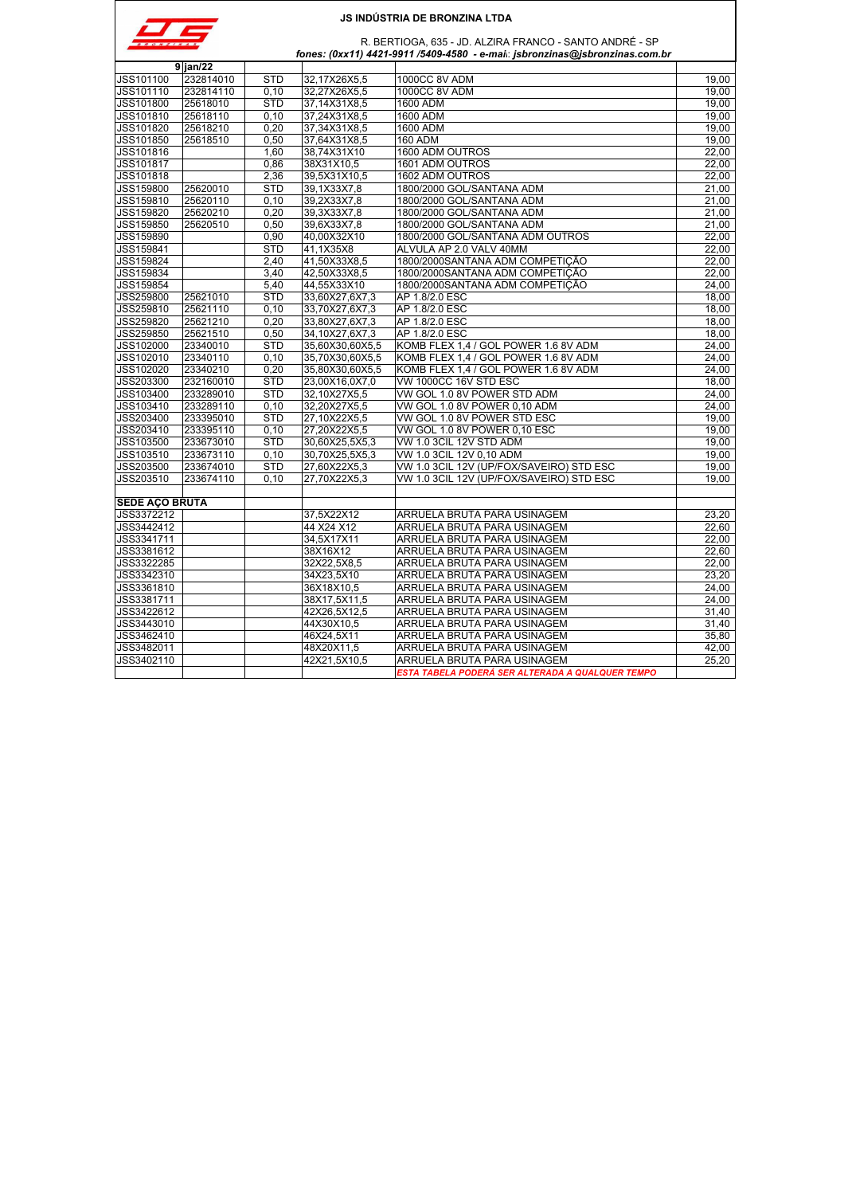**JS INDÚSTRIA DE BRONZINA LTDA**

R. BERTIOGA, 635 - JD. ALZIRA FRANCO - SANTO ANDRÉ - SP

*fones: (0xx11) 4421-9911 /5409-4580 - e-mail: jsbronzinas@jsbronzinas.com.br*

| 9 | jan/22 | | | | |
|---|---|---|---|---|---|
| JSS101100 | 232814010 | STD | 32,17X26X5,5 | 1000CC 8V ADM | 19,00 |
| JSS101110 | 232814110 | 0,10 | 32,27X26X5,5 | 1000CC 8V ADM | 19,00 |
| JSS101800 | 25618010 | STD | 37,14X31X8,5 | 1600 ADM | 19,00 |
| JSS101810 | 25618110 | 0,10 | 37,24X31X8,5 | 1600 ADM | 19,00 |
| JSS101820 | 25618210 | 0,20 | 37,34X31X8,5 | 1600 ADM | 19,00 |
| JSS101850 | 25618510 | 0,50 | 37,64X31X8,5 | 160 ADM | 19,00 |
| JSS101816 | | 1,60 | 38,74X31X10 | 1600 ADM OUTROS | 22,00 |
| JSS101817 | | 0,86 | 38X31X10,5 | 1601 ADM OUTROS | 22,00 |
| JSS101818 | | 2,36 | 39,5X31X10,5 | 1602 ADM OUTROS | 22,00 |
| JSS159800 | 25620010 | STD | 39,1X33X7,8 | 1800/2000 GOL/SANTANA ADM | 21,00 |
| JSS159810 | 25620110 | 0,10 | 39,2X33X7,8 | 1800/2000 GOL/SANTANA ADM | 21,00 |
| JSS159820 | 25620210 | 0,20 | 39,3X33X7,8 | 1800/2000 GOL/SANTANA ADM | 21,00 |
| JSS159850 | 25620510 | 0,50 | 39,6X33X7,8 | 1800/2000 GOL/SANTANA ADM | 21,00 |
| JSS159890 | | 0,90 | 40,00X32X10 | 1800/2000 GOL/SANTANA ADM OUTROS | 22,00 |
| JSS159841 | | STD | 41,1X35X8 | ALVULA AP 2.0 VALV 40MM | 22,00 |
| JSS159824 | | 2,40 | 41,50X33X8,5 | 1800/2000SANTANA ADM COMPETIÇÃO | 22,00 |
| JSS159834 | | 3,40 | 42,50X33X8,5 | 1800/2000SANTANA ADM COMPETIÇÃO | 22,00 |
| JSS159854 | | 5,40 | 44,55X33X10 | 1800/2000SANTANA ADM COMPETIÇÃO | 24,00 |
| JSS259800 | 25621010 | STD | 33,60X27,6X7,3 | AP 1.8/2.0 ESC | 18,00 |
| JSS259810 | 25621110 | 0,10 | 33,70X27,6X7,3 | AP 1.8/2.0 ESC | 18,00 |
| JSS259820 | 25621210 | 0,20 | 33,80X27,6X7,3 | AP 1.8/2.0 ESC | 18,00 |
| JSS259850 | 25621510 | 0,50 | 34,10X27,6X7,3 | AP 1.8/2.0 ESC | 18,00 |
| JSS102000 | 23340010 | STD | 35,60X30,60X5,5 | KOMB FLEX 1,4 / GOL POWER 1.6 8V ADM | 24,00 |
| JSS102010 | 23340110 | 0,10 | 35,70X30,60X5,5 | KOMB FLEX 1,4 / GOL POWER 1.6 8V ADM | 24,00 |
| JSS102020 | 23340210 | 0,20 | 35,80X30,60X5,5 | KOMB FLEX 1,4 / GOL POWER 1.6 8V ADM | 24,00 |
| JSS203300 | 232160010 | STD | 23,00X16,0X7,0 | VW 1000CC 16V STD ESC | 18,00 |
| JSS103400 | 233289010 | STD | 32,10X27X5,5 | VW GOL 1.0 8V POWER STD ADM | 24,00 |
| JSS103410 | 233289110 | 0,10 | 32,20X27X5,5 | VW GOL 1.0 8V POWER 0,10 ADM | 24,00 |
| JSS203400 | 233395010 | STD | 27,10X22X5,5 | VW GOL 1.0 8V POWER STD ESC | 19,00 |
| JSS203410 | 233395110 | 0,10 | 27,20X22X5,5 | VW GOL 1.0 8V POWER 0,10 ESC | 19,00 |
| JSS103500 | 233673010 | STD | 30,60X25,5X5,3 | VW 1.0 3CIL 12V STD ADM | 19,00 |
| JSS103510 | 233673110 | 0,10 | 30,70X25,5X5,3 | VW 1.0 3CIL 12V 0,10 ADM | 19,00 |
| JSS203500 | 233674010 | STD | 27,60X22X5,3 | VW 1.0 3CIL 12V (UP/FOX/SAVEIRO) STD ESC | 19,00 |
| JSS203510 | 233674110 | 0,10 | 27,70X22X5,3 | VW 1.0 3CIL 12V (UP/FOX/SAVEIRO) STD ESC | 19,00 |
| | | | | | |
| **SEDE AÇO BRUTA** | | | | | |
| JSS3372212 | | | 37,5X22X12 | ARRUELA BRUTA PARA USINAGEM | 23,20 |
| JSS3442412 | | | 44 X24 X12 | ARRUELA BRUTA PARA USINAGEM | 22,60 |
| JSS3341711 | | | 34,5X17X11 | ARRUELA BRUTA PARA USINAGEM | 22,00 |
| JSS3381612 | | | 38X16X12 | ARRUELA BRUTA PARA USINAGEM | 22,60 |
| JSS3322285 | | | 32X22,5X8,5 | ARRUELA BRUTA PARA USINAGEM | 22,00 |
| JSS3342310 | | | 34X23,5X10 | ARRUELA BRUTA PARA USINAGEM | 23,20 |
| JSS3361810 | | | 36X18X10,5 | ARRUELA BRUTA PARA USINAGEM | 24,00 |
| JSS3381711 | | | 38X17,5X11,5 | ARRUELA BRUTA PARA USINAGEM | 24,00 |
| JSS3422612 | | | 42X26,5X12,5 | ARRUELA BRUTA PARA USINAGEM | 31,40 |
| JSS3443010 | | | 44X30X10,5 | ARRUELA BRUTA PARA USINAGEM | 31,40 |
| JSS3462410 | | | 46X24,5X11 | ARRUELA BRUTA PARA USINAGEM | 35,80 |
| JSS3482011 | | | 48X20X11,5 | ARRUELA BRUTA PARA USINAGEM | 42,00 |
| JSS3402110 | | | 42X21,5X10,5 | ARRUELA BRUTA PARA USINAGEM | 25,20 |
| | | | | ***ESTA TABELA PODERÁ SER ALTERADA A QUALQUER TEMPO*** | |